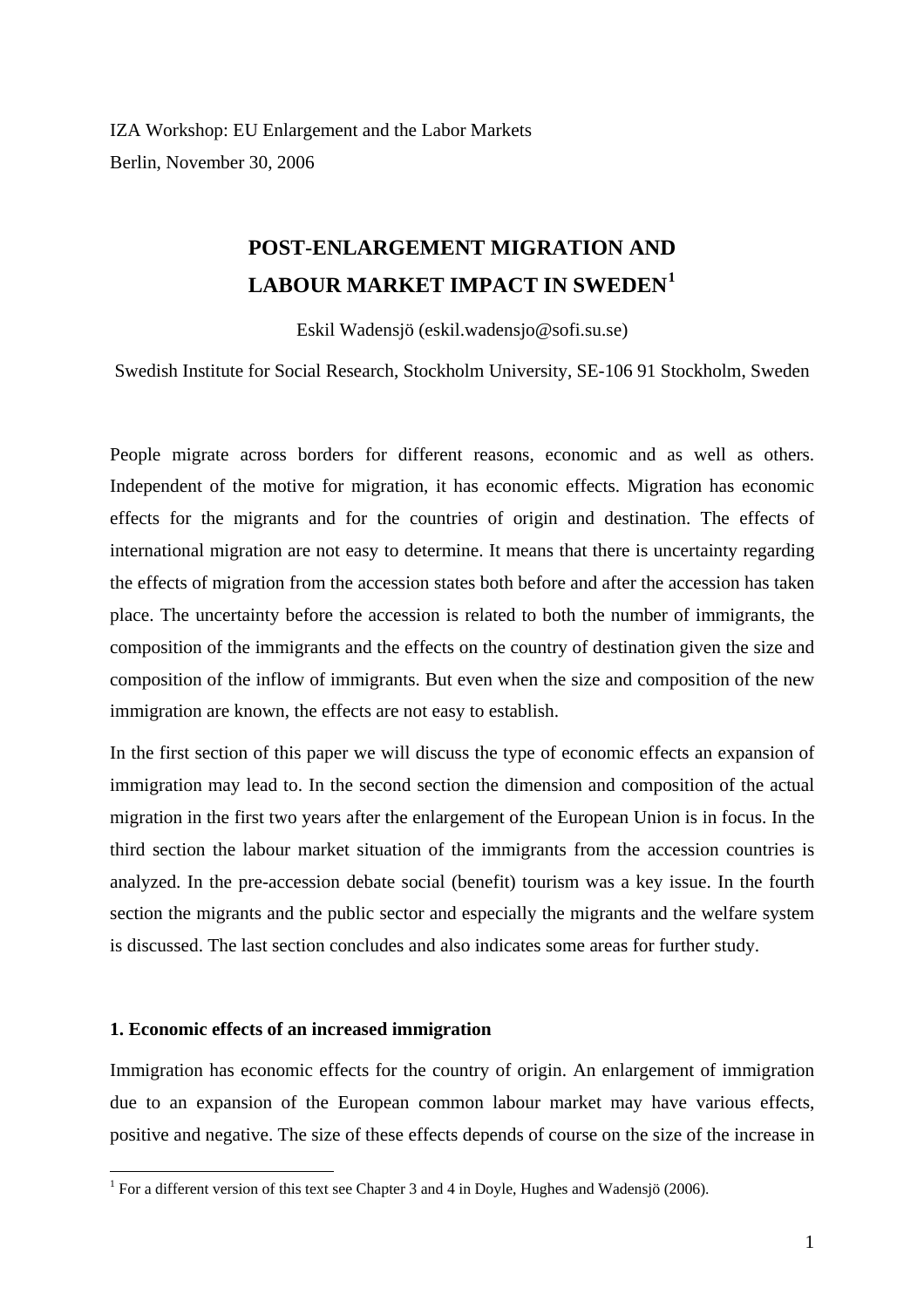IZA Workshop: EU Enlargement and the Labor Markets

Berlin, November 30, 2006

# POST-ENLARGEMENT MIGRATION AND LABOUR MARKET IMPACT IN SWEDEN[1]

Eskil Wadensjö (eskil.wadensjo@sofi.su.se)

Swedish Institute for Social Research, Stockholm University, SE-106 91 Stockholm, Sweden

People migrate across borders for different reasons, economic and as well as others. Independent of the motive for migration, it has economic effects. Migration has economic effects for the migrants and for the countries of origin and destination. The effects of international migration are not easy to determine. It means that there is uncertainty regarding the effects of migration from the accession states both before and after the accession has taken place. The uncertainty before the accession is related to both the number of immigrants, the composition of the immigrants and the effects on the country of destination given the size and composition of the inflow of immigrants. But even when the size and composition of the new immigration are known, the effects are not easy to establish.

In the first section of this paper we will discuss the type of economic effects an expansion of immigration may lead to. In the second section the dimension and composition of the actual migration in the first two years after the enlargement of the European Union is in focus. In the third section the labour market situation of the immigrants from the accession countries is analyzed. In the pre-accession debate social (benefit) tourism was a key issue. In the fourth section the migrants and the public sector and especially the migrants and the welfare system is discussed. The last section concludes and also indicates some areas for further study.

## 1. Economic effects of an increased immigration

Immigration has economic effects for the country of origin. An enlargement of immigration due to an expansion of the European common labour market may have various effects, positive and negative. The size of these effects depends of course on the size of the increase in

[1] For a different version of this text see Chapter 3 and 4 in Doyle, Hughes and Wadensjö (2006).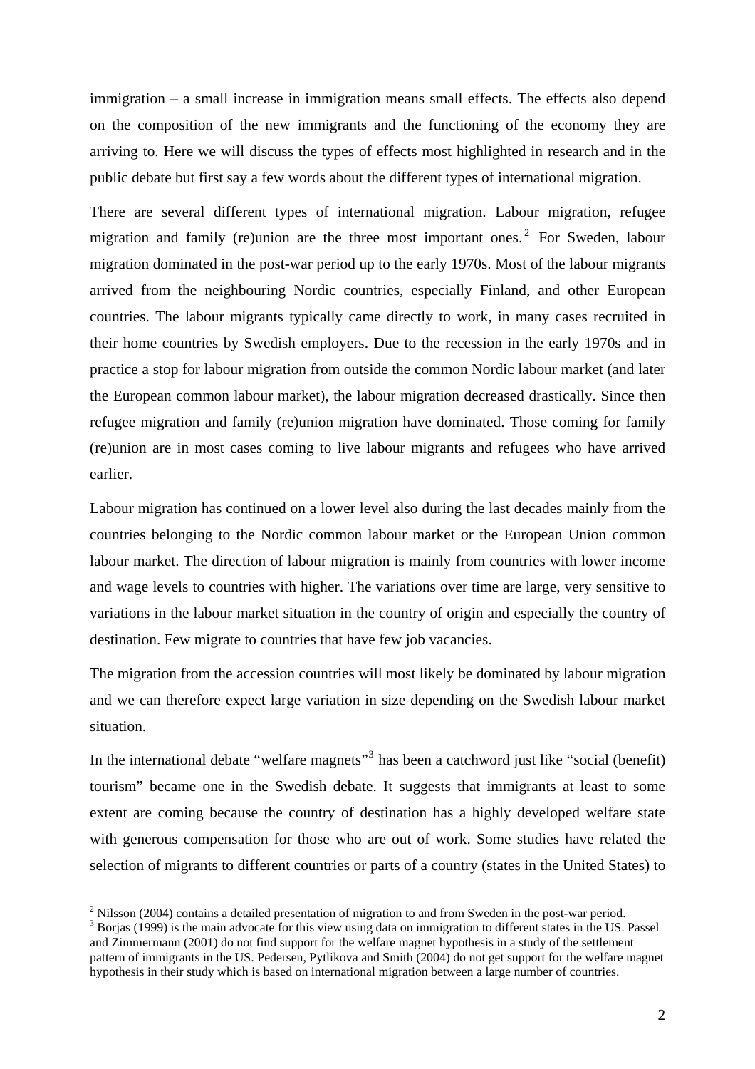immigration – a small increase in immigration means small effects. The effects also depend on the composition of the new immigrants and the functioning of the economy they are arriving to. Here we will discuss the types of effects most highlighted in research and in the public debate but first say a few words about the different types of international migration.

There are several different types of international migration. Labour migration, refugee migration and family (re)union are the three most important ones.[2] For Sweden, labour migration dominated in the post-war period up to the early 1970s. Most of the labour migrants arrived from the neighbouring Nordic countries, especially Finland, and other European countries. The labour migrants typically came directly to work, in many cases recruited in their home countries by Swedish employers. Due to the recession in the early 1970s and in practice a stop for labour migration from outside the common Nordic labour market (and later the European common labour market), the labour migration decreased drastically. Since then refugee migration and family (re)union migration have dominated. Those coming for family (re)union are in most cases coming to live labour migrants and refugees who have arrived earlier.

Labour migration has continued on a lower level also during the last decades mainly from the countries belonging to the Nordic common labour market or the European Union common labour market. The direction of labour migration is mainly from countries with lower income and wage levels to countries with higher. The variations over time are large, very sensitive to variations in the labour market situation in the country of origin and especially the country of destination. Few migrate to countries that have few job vacancies.

The migration from the accession countries will most likely be dominated by labour migration and we can therefore expect large variation in size depending on the Swedish labour market situation.

In the international debate "welfare magnets"[3] has been a catchword just like "social (benefit) tourism" became one in the Swedish debate. It suggests that immigrants at least to some extent are coming because the country of destination has a highly developed welfare state with generous compensation for those who are out of work. Some studies have related the selection of migrants to different countries or parts of a country (states in the United States) to

---

[2] Nilsson (2004) contains a detailed presentation of migration to and from Sweden in the post-war period.

[3] Borjas (1999) is the main advocate for this view using data on immigration to different states in the US. Passel and Zimmermann (2001) do not find support for the welfare magnet hypothesis in a study of the settlement pattern of immigrants in the US. Pedersen, Pytlikova and Smith (2004) do not get support for the welfare magnet hypothesis in their study which is based on international migration between a large number of countries.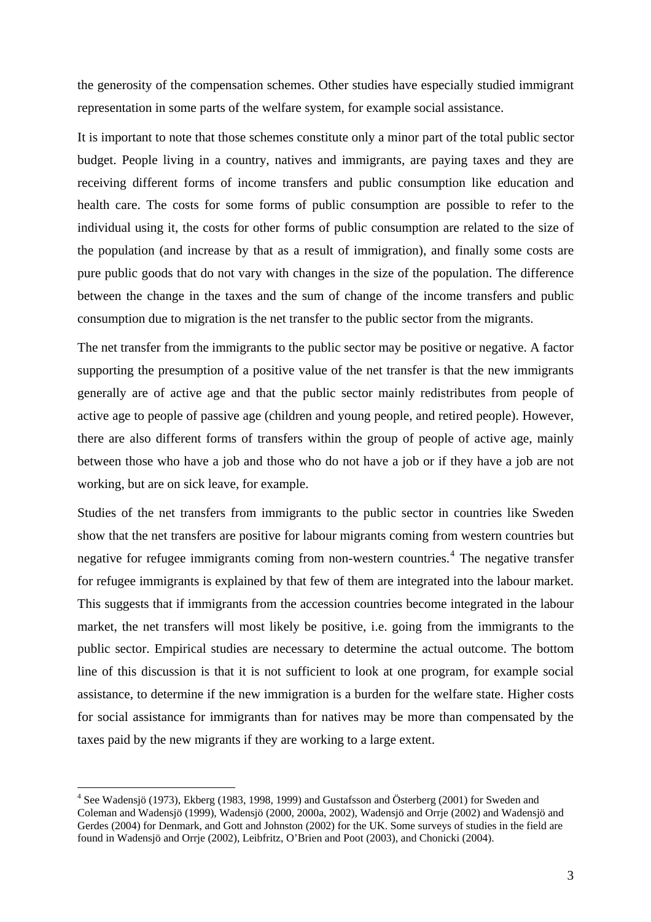the generosity of the compensation schemes. Other studies have especially studied immigrant representation in some parts of the welfare system, for example social assistance.

It is important to note that those schemes constitute only a minor part of the total public sector budget. People living in a country, natives and immigrants, are paying taxes and they are receiving different forms of income transfers and public consumption like education and health care. The costs for some forms of public consumption are possible to refer to the individual using it, the costs for other forms of public consumption are related to the size of the population (and increase by that as a result of immigration), and finally some costs are pure public goods that do not vary with changes in the size of the population. The difference between the change in the taxes and the sum of change of the income transfers and public consumption due to migration is the net transfer to the public sector from the migrants.

The net transfer from the immigrants to the public sector may be positive or negative. A factor supporting the presumption of a positive value of the net transfer is that the new immigrants generally are of active age and that the public sector mainly redistributes from people of active age to people of passive age (children and young people, and retired people). However, there are also different forms of transfers within the group of people of active age, mainly between those who have a job and those who do not have a job or if they have a job are not working, but are on sick leave, for example.

Studies of the net transfers from immigrants to the public sector in countries like Sweden show that the net transfers are positive for labour migrants coming from western countries but negative for refugee immigrants coming from non-western countries.[4] The negative transfer for refugee immigrants is explained by that few of them are integrated into the labour market. This suggests that if immigrants from the accession countries become integrated in the labour market, the net transfers will most likely be positive, i.e. going from the immigrants to the public sector. Empirical studies are necessary to determine the actual outcome. The bottom line of this discussion is that it is not sufficient to look at one program, for example social assistance, to determine if the new immigration is a burden for the welfare state. Higher costs for social assistance for immigrants than for natives may be more than compensated by the taxes paid by the new migrants if they are working to a large extent.

---

[4] See Wadensjö (1973), Ekberg (1983, 1998, 1999) and Gustafsson and Österberg (2001) for Sweden and Coleman and Wadensjö (1999), Wadensjö (2000, 2000a, 2002), Wadensjö and Orrje (2002) and Wadensjö and Gerdes (2004) for Denmark, and Gott and Johnston (2002) for the UK. Some surveys of studies in the field are found in Wadensjö and Orrje (2002), Leibfritz, O'Brien and Poot (2003), and Chonicki (2004).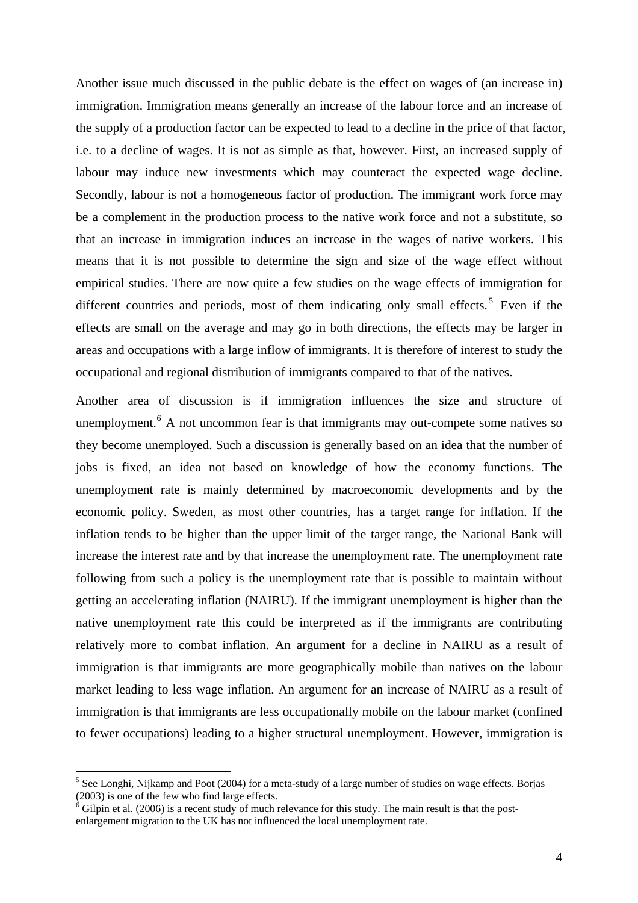Another issue much discussed in the public debate is the effect on wages of (an increase in) immigration. Immigration means generally an increase of the labour force and an increase of the supply of a production factor can be expected to lead to a decline in the price of that factor, i.e. to a decline of wages. It is not as simple as that, however. First, an increased supply of labour may induce new investments which may counteract the expected wage decline. Secondly, labour is not a homogeneous factor of production. The immigrant work force may be a complement in the production process to the native work force and not a substitute, so that an increase in immigration induces an increase in the wages of native workers. This means that it is not possible to determine the sign and size of the wage effect without empirical studies. There are now quite a few studies on the wage effects of immigration for different countries and periods, most of them indicating only small effects.[5] Even if the effects are small on the average and may go in both directions, the effects may be larger in areas and occupations with a large inflow of immigrants. It is therefore of interest to study the occupational and regional distribution of immigrants compared to that of the natives.

Another area of discussion is if immigration influences the size and structure of unemployment.[6] A not uncommon fear is that immigrants may out-compete some natives so they become unemployed. Such a discussion is generally based on an idea that the number of jobs is fixed, an idea not based on knowledge of how the economy functions. The unemployment rate is mainly determined by macroeconomic developments and by the economic policy. Sweden, as most other countries, has a target range for inflation. If the inflation tends to be higher than the upper limit of the target range, the National Bank will increase the interest rate and by that increase the unemployment rate. The unemployment rate following from such a policy is the unemployment rate that is possible to maintain without getting an accelerating inflation (NAIRU). If the immigrant unemployment is higher than the native unemployment rate this could be interpreted as if the immigrants are contributing relatively more to combat inflation. An argument for a decline in NAIRU as a result of immigration is that immigrants are more geographically mobile than natives on the labour market leading to less wage inflation. An argument for an increase of NAIRU as a result of immigration is that immigrants are less occupationally mobile on the labour market (confined to fewer occupations) leading to a higher structural unemployment. However, immigration is

[5] See Longhi, Nijkamp and Poot (2004) for a meta-study of a large number of studies on wage effects. Borjas (2003) is one of the few who find large effects.

[6] Gilpin et al. (2006) is a recent study of much relevance for this study. The main result is that the post-enlargement migration to the UK has not influenced the local unemployment rate.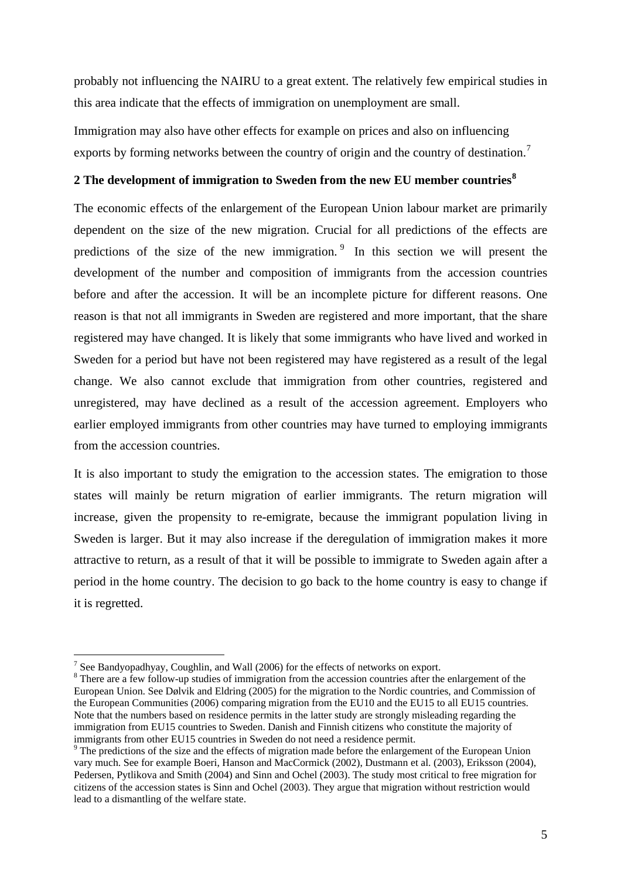probably not influencing the NAIRU to a great extent. The relatively few empirical studies in this area indicate that the effects of immigration on unemployment are small.

Immigration may also have other effects for example on prices and also on influencing exports by forming networks between the country of origin and the country of destination.[7]

## 2 The development of immigration to Sweden from the new EU member countries[8]

The economic effects of the enlargement of the European Union labour market are primarily dependent on the size of the new migration. Crucial for all predictions of the effects are predictions of the size of the new immigration.[9] In this section we will present the development of the number and composition of immigrants from the accession countries before and after the accession. It will be an incomplete picture for different reasons. One reason is that not all immigrants in Sweden are registered and more important, that the share registered may have changed. It is likely that some immigrants who have lived and worked in Sweden for a period but have not been registered may have registered as a result of the legal change. We also cannot exclude that immigration from other countries, registered and unregistered, may have declined as a result of the accession agreement. Employers who earlier employed immigrants from other countries may have turned to employing immigrants from the accession countries.

It is also important to study the emigration to the accession states. The emigration to those states will mainly be return migration of earlier immigrants. The return migration will increase, given the propensity to re-emigrate, because the immigrant population living in Sweden is larger. But it may also increase if the deregulation of immigration makes it more attractive to return, as a result of that it will be possible to immigrate to Sweden again after a period in the home country. The decision to go back to the home country is easy to change if it is regretted.

---

[7] See Bandyopadhyay, Coughlin, and Wall (2006) for the effects of networks on export.

[8] There are a few follow-up studies of immigration from the accession countries after the enlargement of the European Union. See Dølvik and Eldring (2005) for the migration to the Nordic countries, and Commission of the European Communities (2006) comparing migration from the EU10 and the EU15 to all EU15 countries. Note that the numbers based on residence permits in the latter study are strongly misleading regarding the immigration from EU15 countries to Sweden. Danish and Finnish citizens who constitute the majority of immigrants from other EU15 countries in Sweden do not need a residence permit.

[9] The predictions of the size and the effects of migration made before the enlargement of the European Union vary much. See for example Boeri, Hanson and MacCormick (2002), Dustmann et al. (2003), Eriksson (2004), Pedersen, Pytlikova and Smith (2004) and Sinn and Ochel (2003). The study most critical to free migration for citizens of the accession states is Sinn and Ochel (2003). They argue that migration without restriction would lead to a dismantling of the welfare state.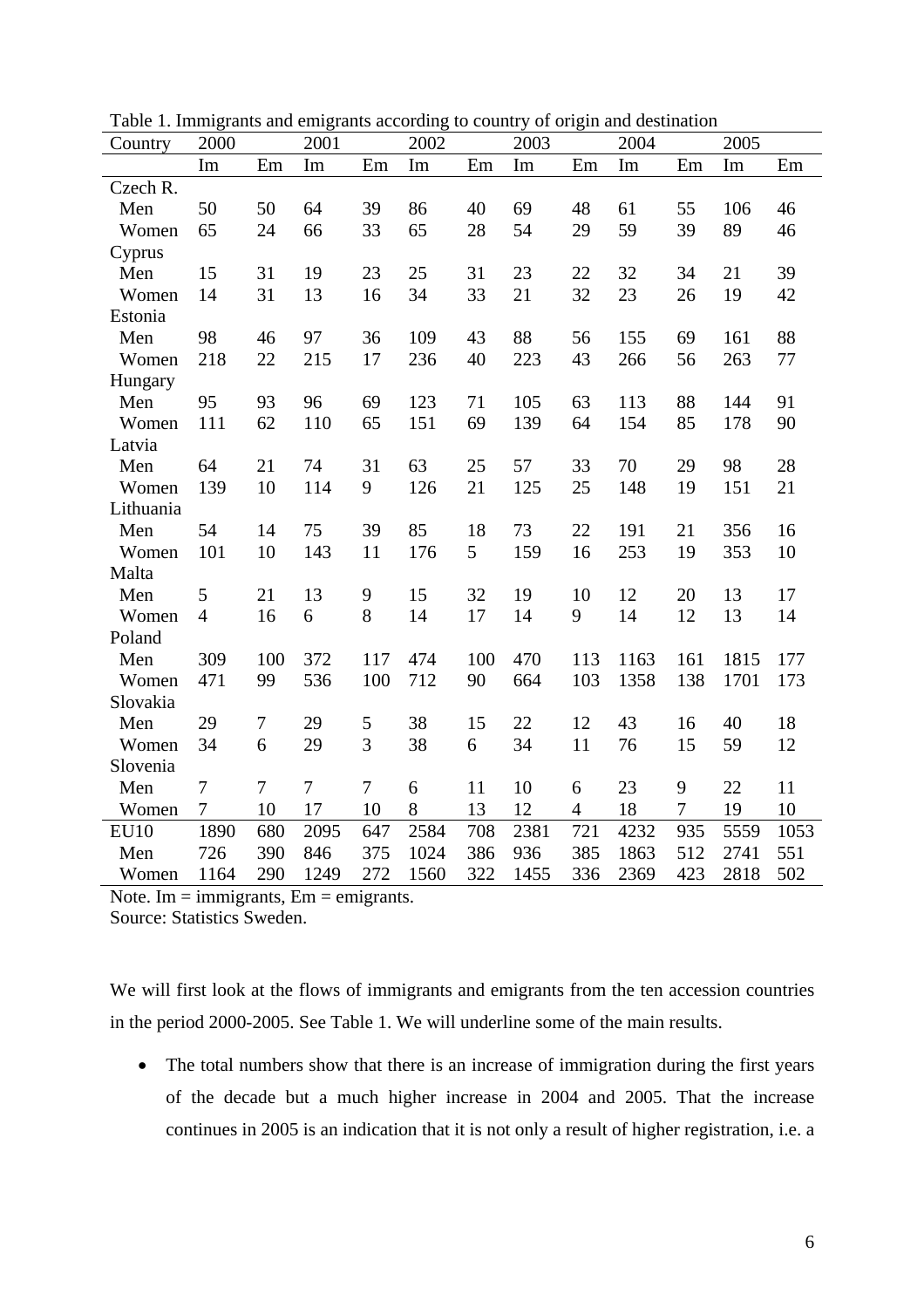Table 1. Immigrants and emigrants according to country of origin and destination

| Country | 2000 | | 2001 | | 2002 | | 2003 | | 2004 | | 2005 | |
|---|---|---|---|---|---|---|---|---|---|---|---|---|
| | Im | Em | Im | Em | Im | Em | Im | Em | Im | Em | Im | Em |
| Czech R. | | | | | | | | | | | | |
| Men | 50 | 50 | 64 | 39 | 86 | 40 | 69 | 48 | 61 | 55 | 106 | 46 |
| Women | 65 | 24 | 66 | 33 | 65 | 28 | 54 | 29 | 59 | 39 | 89 | 46 |
| Cyprus | | | | | | | | | | | | |
| Men | 15 | 31 | 19 | 23 | 25 | 31 | 23 | 22 | 32 | 34 | 21 | 39 |
| Women | 14 | 31 | 13 | 16 | 34 | 33 | 21 | 32 | 23 | 26 | 19 | 42 |
| Estonia | | | | | | | | | | | | |
| Men | 98 | 46 | 97 | 36 | 109 | 43 | 88 | 56 | 155 | 69 | 161 | 88 |
| Women | 218 | 22 | 215 | 17 | 236 | 40 | 223 | 43 | 266 | 56 | 263 | 77 |
| Hungary | | | | | | | | | | | | |
| Men | 95 | 93 | 96 | 69 | 123 | 71 | 105 | 63 | 113 | 88 | 144 | 91 |
| Women | 111 | 62 | 110 | 65 | 151 | 69 | 139 | 64 | 154 | 85 | 178 | 90 |
| Latvia | | | | | | | | | | | | |
| Men | 64 | 21 | 74 | 31 | 63 | 25 | 57 | 33 | 70 | 29 | 98 | 28 |
| Women | 139 | 10 | 114 | 9 | 126 | 21 | 125 | 25 | 148 | 19 | 151 | 21 |
| Lithuania | | | | | | | | | | | | |
| Men | 54 | 14 | 75 | 39 | 85 | 18 | 73 | 22 | 191 | 21 | 356 | 16 |
| Women | 101 | 10 | 143 | 11 | 176 | 5 | 159 | 16 | 253 | 19 | 353 | 10 |
| Malta | | | | | | | | | | | | |
| Men | 5 | 21 | 13 | 9 | 15 | 32 | 19 | 10 | 12 | 20 | 13 | 17 |
| Women | 4 | 16 | 6 | 8 | 14 | 17 | 14 | 9 | 14 | 12 | 13 | 14 |
| Poland | | | | | | | | | | | | |
| Men | 309 | 100 | 372 | 117 | 474 | 100 | 470 | 113 | 1163 | 161 | 1815 | 177 |
| Women | 471 | 99 | 536 | 100 | 712 | 90 | 664 | 103 | 1358 | 138 | 1701 | 173 |
| Slovakia | | | | | | | | | | | | |
| Men | 29 | 7 | 29 | 5 | 38 | 15 | 22 | 12 | 43 | 16 | 40 | 18 |
| Women | 34 | 6 | 29 | 3 | 38 | 6 | 34 | 11 | 76 | 15 | 59 | 12 |
| Slovenia | | | | | | | | | | | | |
| Men | 7 | 7 | 7 | 7 | 6 | 11 | 10 | 6 | 23 | 9 | 22 | 11 |
| Women | 7 | 10 | 17 | 10 | 8 | 13 | 12 | 4 | 18 | 7 | 19 | 10 |
| EU10 | 1890 | 680 | 2095 | 647 | 2584 | 708 | 2381 | 721 | 4232 | 935 | 5559 | 1053 |
| Men | 726 | 390 | 846 | 375 | 1024 | 386 | 936 | 385 | 1863 | 512 | 2741 | 551 |
| Women | 1164 | 290 | 1249 | 272 | 1560 | 322 | 1455 | 336 | 2369 | 423 | 2818 | 502 |

Note. Im = immigrants, Em = emigrants.
Source: Statistics Sweden.

We will first look at the flows of immigrants and emigrants from the ten accession countries in the period 2000-2005. See Table 1. We will underline some of the main results.

- The total numbers show that there is an increase of immigration during the first years of the decade but a much higher increase in 2004 and 2005. That the increase continues in 2005 is an indication that it is not only a result of higher registration, i.e. a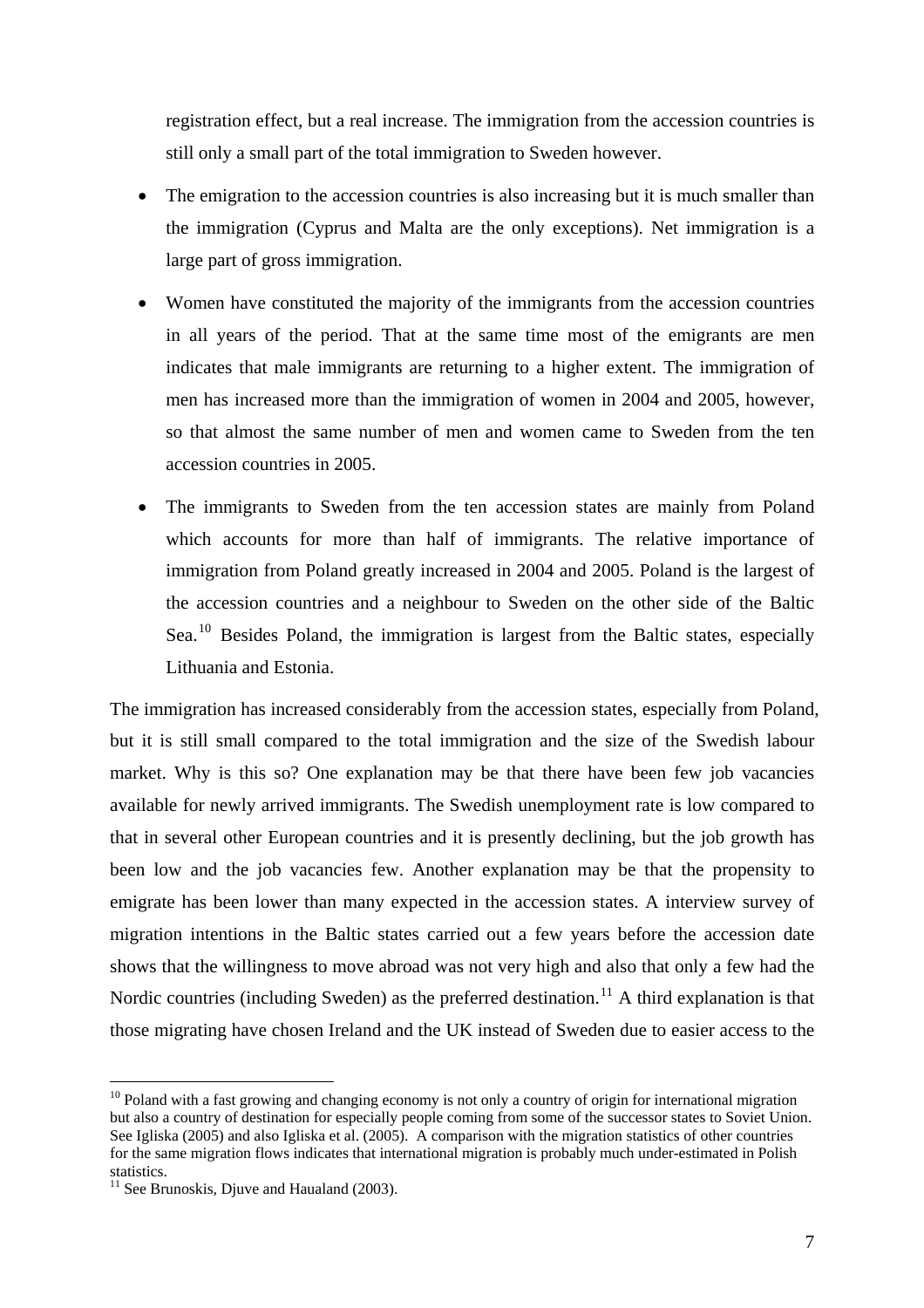registration effect, but a real increase. The immigration from the accession countries is still only a small part of the total immigration to Sweden however.

- The emigration to the accession countries is also increasing but it is much smaller than the immigration (Cyprus and Malta are the only exceptions). Net immigration is a large part of gross immigration.
- Women have constituted the majority of the immigrants from the accession countries in all years of the period. That at the same time most of the emigrants are men indicates that male immigrants are returning to a higher extent. The immigration of men has increased more than the immigration of women in 2004 and 2005, however, so that almost the same number of men and women came to Sweden from the ten accession countries in 2005.
- The immigrants to Sweden from the ten accession states are mainly from Poland which accounts for more than half of immigrants. The relative importance of immigration from Poland greatly increased in 2004 and 2005. Poland is the largest of the accession countries and a neighbour to Sweden on the other side of the Baltic Sea.[10] Besides Poland, the immigration is largest from the Baltic states, especially Lithuania and Estonia.

The immigration has increased considerably from the accession states, especially from Poland, but it is still small compared to the total immigration and the size of the Swedish labour market. Why is this so? One explanation may be that there have been few job vacancies available for newly arrived immigrants. The Swedish unemployment rate is low compared to that in several other European countries and it is presently declining, but the job growth has been low and the job vacancies few. Another explanation may be that the propensity to emigrate has been lower than many expected in the accession states. A interview survey of migration intentions in the Baltic states carried out a few years before the accession date shows that the willingness to move abroad was not very high and also that only a few had the Nordic countries (including Sweden) as the preferred destination.[11] A third explanation is that those migrating have chosen Ireland and the UK instead of Sweden due to easier access to the

---

[10] Poland with a fast growing and changing economy is not only a country of origin for international migration but also a country of destination for especially people coming from some of the successor states to Soviet Union. See Igliska (2005) and also Igliska et al. (2005). A comparison with the migration statistics of other countries for the same migration flows indicates that international migration is probably much under-estimated in Polish statistics.

[11] See Brunoskis, Djuve and Haualand (2003).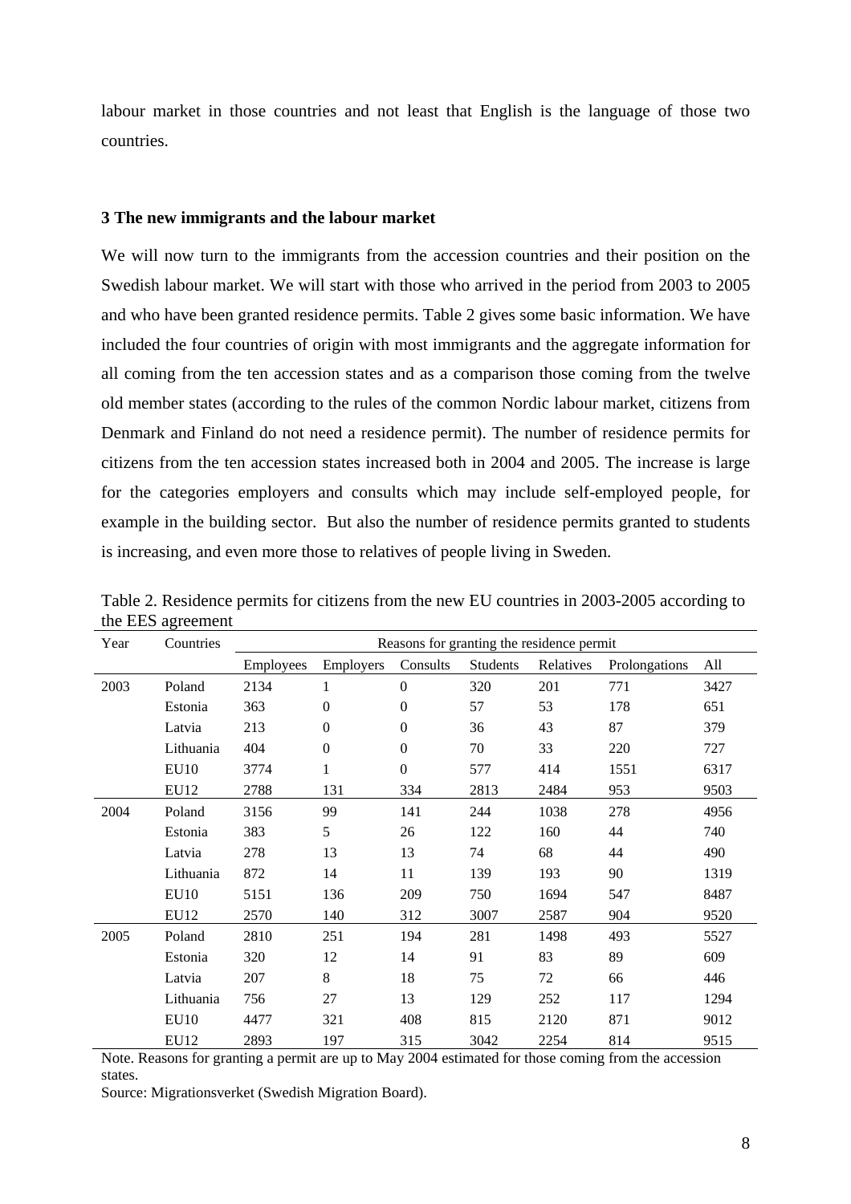labour market in those countries and not least that English is the language of those two countries.

### 3 The new immigrants and the labour market

We will now turn to the immigrants from the accession countries and their position on the Swedish labour market. We will start with those who arrived in the period from 2003 to 2005 and who have been granted residence permits. Table 2 gives some basic information. We have included the four countries of origin with most immigrants and the aggregate information for all coming from the ten accession states and as a comparison those coming from the twelve old member states (according to the rules of the common Nordic labour market, citizens from Denmark and Finland do not need a residence permit). The number of residence permits for citizens from the ten accession states increased both in 2004 and 2005. The increase is large for the categories employers and consults which may include self-employed people, for example in the building sector. But also the number of residence permits granted to students is increasing, and even more those to relatives of people living in Sweden.

Table 2. Residence permits for citizens from the new EU countries in 2003-2005 according to the EES agreement

| Year | Countries | Reasons for granting the residence permit | | | | | | |
|---|---|---|---|---|---|---|---|---|
| | | Employees | Employers | Consults | Students | Relatives | Prolongations | All |
| 2003 | Poland | 2134 | 1 | 0 | 320 | 201 | 771 | 3427 |
| | Estonia | 363 | 0 | 0 | 57 | 53 | 178 | 651 |
| | Latvia | 213 | 0 | 0 | 36 | 43 | 87 | 379 |
| | Lithuania | 404 | 0 | 0 | 70 | 33 | 220 | 727 |
| | EU10 | 3774 | 1 | 0 | 577 | 414 | 1551 | 6317 |
| | EU12 | 2788 | 131 | 334 | 2813 | 2484 | 953 | 9503 |
| 2004 | Poland | 3156 | 99 | 141 | 244 | 1038 | 278 | 4956 |
| | Estonia | 383 | 5 | 26 | 122 | 160 | 44 | 740 |
| | Latvia | 278 | 13 | 13 | 74 | 68 | 44 | 490 |
| | Lithuania | 872 | 14 | 11 | 139 | 193 | 90 | 1319 |
| | EU10 | 5151 | 136 | 209 | 750 | 1694 | 547 | 8487 |
| | EU12 | 2570 | 140 | 312 | 3007 | 2587 | 904 | 9520 |
| 2005 | Poland | 2810 | 251 | 194 | 281 | 1498 | 493 | 5527 |
| | Estonia | 320 | 12 | 14 | 91 | 83 | 89 | 609 |
| | Latvia | 207 | 8 | 18 | 75 | 72 | 66 | 446 |
| | Lithuania | 756 | 27 | 13 | 129 | 252 | 117 | 1294 |
| | EU10 | 4477 | 321 | 408 | 815 | 2120 | 871 | 9012 |
| | EU12 | 2893 | 197 | 315 | 3042 | 2254 | 814 | 9515 |

Note. Reasons for granting a permit are up to May 2004 estimated for those coming from the accession states.

Source: Migrationsverket (Swedish Migration Board).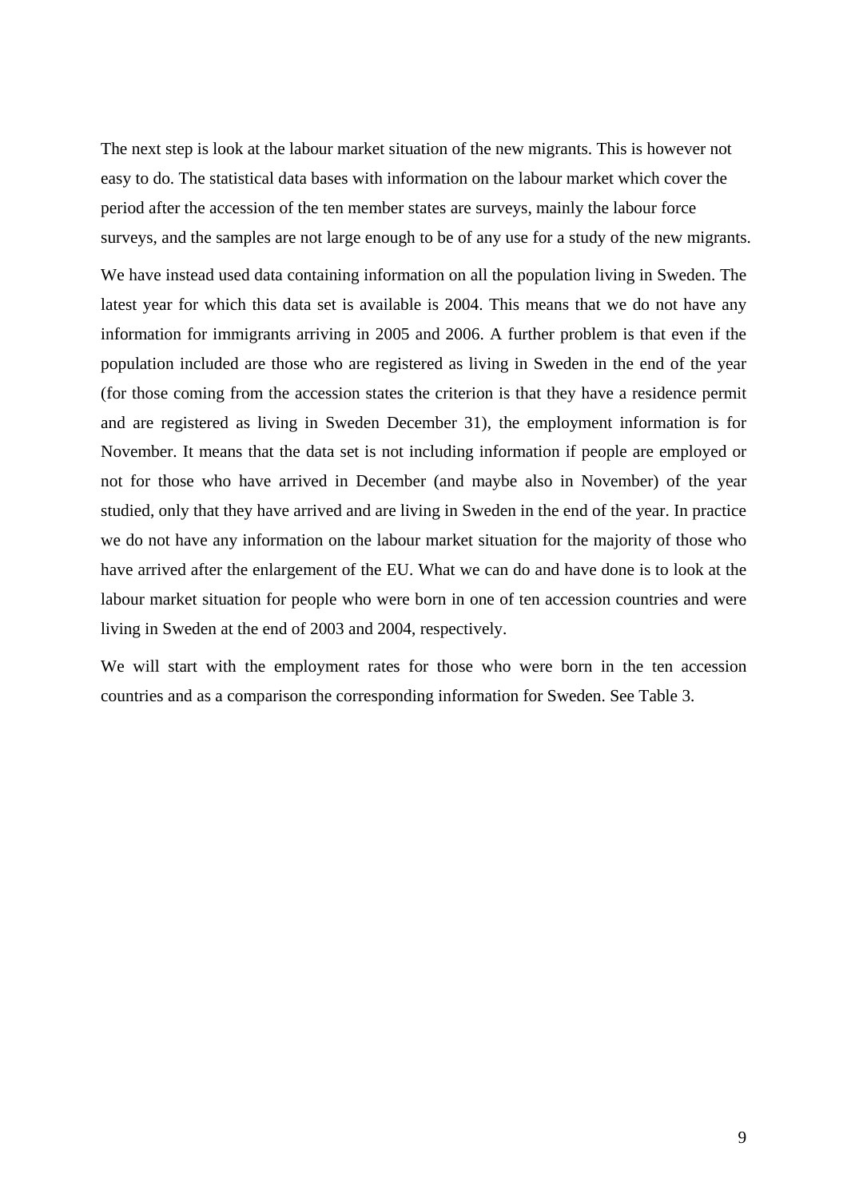The next step is look at the labour market situation of the new migrants. This is however not easy to do. The statistical data bases with information on the labour market which cover the period after the accession of the ten member states are surveys, mainly the labour force surveys, and the samples are not large enough to be of any use for a study of the new migrants.

We have instead used data containing information on all the population living in Sweden. The latest year for which this data set is available is 2004. This means that we do not have any information for immigrants arriving in 2005 and 2006. A further problem is that even if the population included are those who are registered as living in Sweden in the end of the year (for those coming from the accession states the criterion is that they have a residence permit and are registered as living in Sweden December 31), the employment information is for November. It means that the data set is not including information if people are employed or not for those who have arrived in December (and maybe also in November) of the year studied, only that they have arrived and are living in Sweden in the end of the year. In practice we do not have any information on the labour market situation for the majority of those who have arrived after the enlargement of the EU. What we can do and have done is to look at the labour market situation for people who were born in one of ten accession countries and were living in Sweden at the end of 2003 and 2004, respectively.

We will start with the employment rates for those who were born in the ten accession countries and as a comparison the corresponding information for Sweden. See Table 3.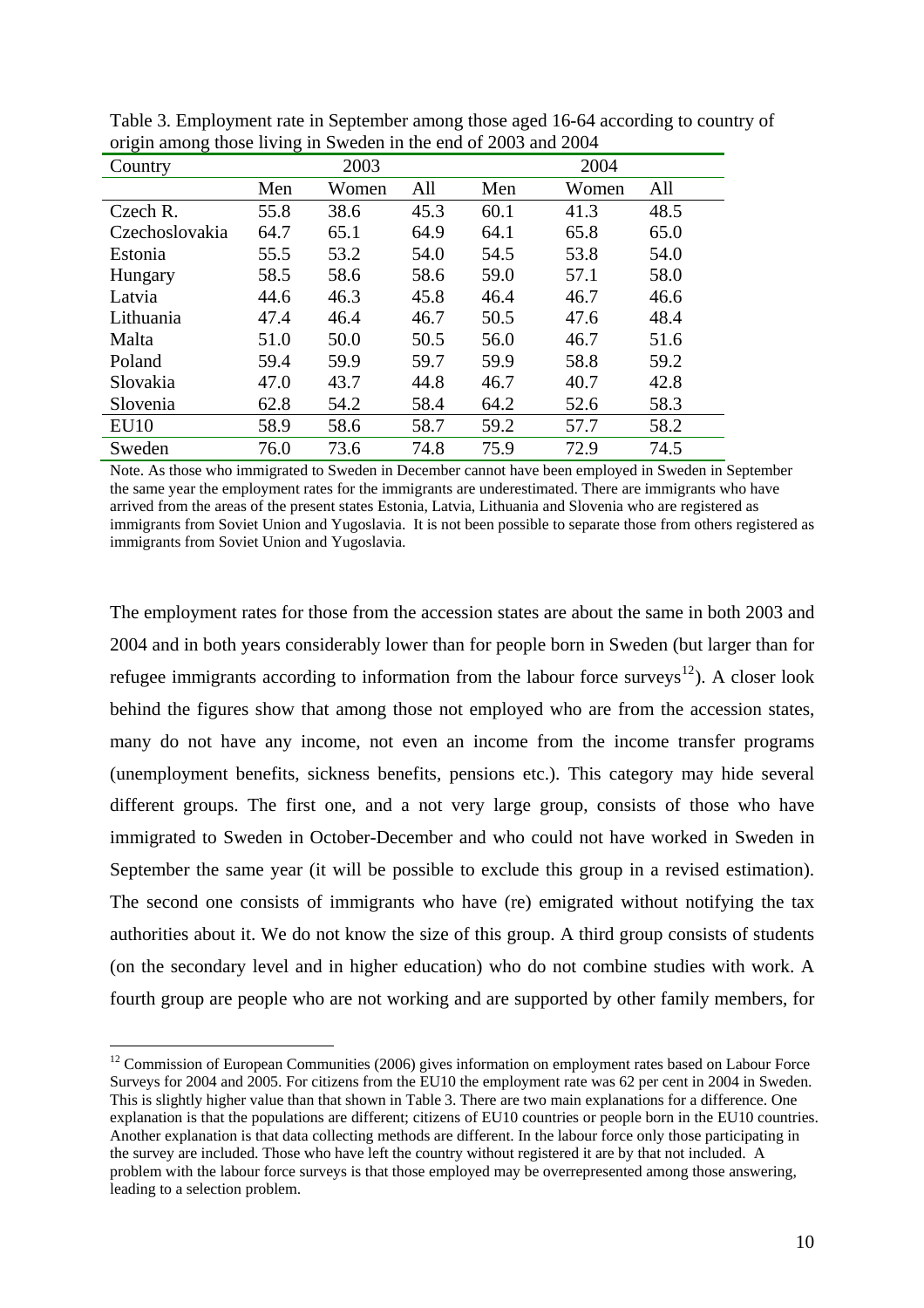Table 3. Employment rate in September among those aged 16-64 according to country of origin among those living in Sweden in the end of 2003 and 2004

| Country | 2003 | | | 2004 | | |
|---|---|---|---|---|---|---|
| | Men | Women | All | Men | Women | All |
| Czech R. | 55.8 | 38.6 | 45.3 | 60.1 | 41.3 | 48.5 |
| Czechoslovakia | 64.7 | 65.1 | 64.9 | 64.1 | 65.8 | 65.0 |
| Estonia | 55.5 | 53.2 | 54.0 | 54.5 | 53.8 | 54.0 |
| Hungary | 58.5 | 58.6 | 58.6 | 59.0 | 57.1 | 58.0 |
| Latvia | 44.6 | 46.3 | 45.8 | 46.4 | 46.7 | 46.6 |
| Lithuania | 47.4 | 46.4 | 46.7 | 50.5 | 47.6 | 48.4 |
| Malta | 51.0 | 50.0 | 50.5 | 56.0 | 46.7 | 51.6 |
| Poland | 59.4 | 59.9 | 59.7 | 59.9 | 58.8 | 59.2 |
| Slovakia | 47.0 | 43.7 | 44.8 | 46.7 | 40.7 | 42.8 |
| Slovenia | 62.8 | 54.2 | 58.4 | 64.2 | 52.6 | 58.3 |
| EU10 | 58.9 | 58.6 | 58.7 | 59.2 | 57.7 | 58.2 |
| Sweden | 76.0 | 73.6 | 74.8 | 75.9 | 72.9 | 74.5 |

Note. As those who immigrated to Sweden in December cannot have been employed in Sweden in September the same year the employment rates for the immigrants are underestimated. There are immigrants who have arrived from the areas of the present states Estonia, Latvia, Lithuania and Slovenia who are registered as immigrants from Soviet Union and Yugoslavia. It is not been possible to separate those from others registered as immigrants from Soviet Union and Yugoslavia.

The employment rates for those from the accession states are about the same in both 2003 and 2004 and in both years considerably lower than for people born in Sweden (but larger than for refugee immigrants according to information from the labour force surveys[12]). A closer look behind the figures show that among those not employed who are from the accession states, many do not have any income, not even an income from the income transfer programs (unemployment benefits, sickness benefits, pensions etc.). This category may hide several different groups. The first one, and a not very large group, consists of those who have immigrated to Sweden in October-December and who could not have worked in Sweden in September the same year (it will be possible to exclude this group in a revised estimation). The second one consists of immigrants who have (re) emigrated without notifying the tax authorities about it. We do not know the size of this group. A third group consists of students (on the secondary level and in higher education) who do not combine studies with work. A fourth group are people who are not working and are supported by other family members, for

[12] Commission of European Communities (2006) gives information on employment rates based on Labour Force Surveys for 2004 and 2005. For citizens from the EU10 the employment rate was 62 per cent in 2004 in Sweden. This is slightly higher value than that shown in Table 3. There are two main explanations for a difference. One explanation is that the populations are different; citizens of EU10 countries or people born in the EU10 countries. Another explanation is that data collecting methods are different. In the labour force only those participating in the survey are included. Those who have left the country without registered it are by that not included. A problem with the labour force surveys is that those employed may be overrepresented among those answering, leading to a selection problem.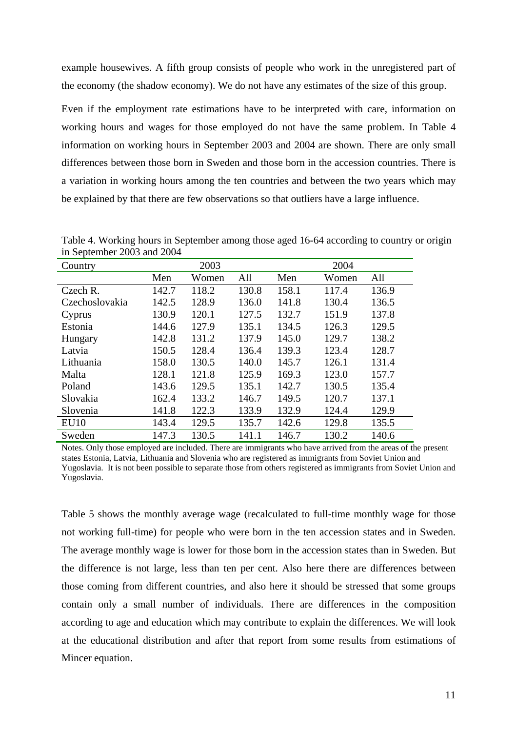example housewives. A fifth group consists of people who work in the unregistered part of the economy (the shadow economy). We do not have any estimates of the size of this group.

Even if the employment rate estimations have to be interpreted with care, information on working hours and wages for those employed do not have the same problem. In Table 4 information on working hours in September 2003 and 2004 are shown. There are only small differences between those born in Sweden and those born in the accession countries. There is a variation in working hours among the ten countries and between the two years which may be explained by that there are few observations so that outliers have a large influence.

Table 4. Working hours in September among those aged 16-64 according to country or origin in September 2003 and 2004

| Country | 2003 | | | 2004 | | |
|---|---|---|---|---|---|---|
| | Men | Women | All | Men | Women | All |
| Czech R. | 142.7 | 118.2 | 130.8 | 158.1 | 117.4 | 136.9 |
| Czechoslovakia | 142.5 | 128.9 | 136.0 | 141.8 | 130.4 | 136.5 |
| Cyprus | 130.9 | 120.1 | 127.5 | 132.7 | 151.9 | 137.8 |
| Estonia | 144.6 | 127.9 | 135.1 | 134.5 | 126.3 | 129.5 |
| Hungary | 142.8 | 131.2 | 137.9 | 145.0 | 129.7 | 138.2 |
| Latvia | 150.5 | 128.4 | 136.4 | 139.3 | 123.4 | 128.7 |
| Lithuania | 158.0 | 130.5 | 140.0 | 145.7 | 126.1 | 131.4 |
| Malta | 128.1 | 121.8 | 125.9 | 169.3 | 123.0 | 157.7 |
| Poland | 143.6 | 129.5 | 135.1 | 142.7 | 130.5 | 135.4 |
| Slovakia | 162.4 | 133.2 | 146.7 | 149.5 | 120.7 | 137.1 |
| Slovenia | 141.8 | 122.3 | 133.9 | 132.9 | 124.4 | 129.9 |
| EU10 | 143.4 | 129.5 | 135.7 | 142.6 | 129.8 | 135.5 |
| Sweden | 147.3 | 130.5 | 141.1 | 146.7 | 130.2 | 140.6 |

Notes. Only those employed are included. There are immigrants who have arrived from the areas of the present states Estonia, Latvia, Lithuania and Slovenia who are registered as immigrants from Soviet Union and Yugoslavia. It is not been possible to separate those from others registered as immigrants from Soviet Union and Yugoslavia.

Table 5 shows the monthly average wage (recalculated to full-time monthly wage for those not working full-time) for people who were born in the ten accession states and in Sweden. The average monthly wage is lower for those born in the accession states than in Sweden. But the difference is not large, less than ten per cent. Also here there are differences between those coming from different countries, and also here it should be stressed that some groups contain only a small number of individuals. There are differences in the composition according to age and education which may contribute to explain the differences. We will look at the educational distribution and after that report from some results from estimations of Mincer equation.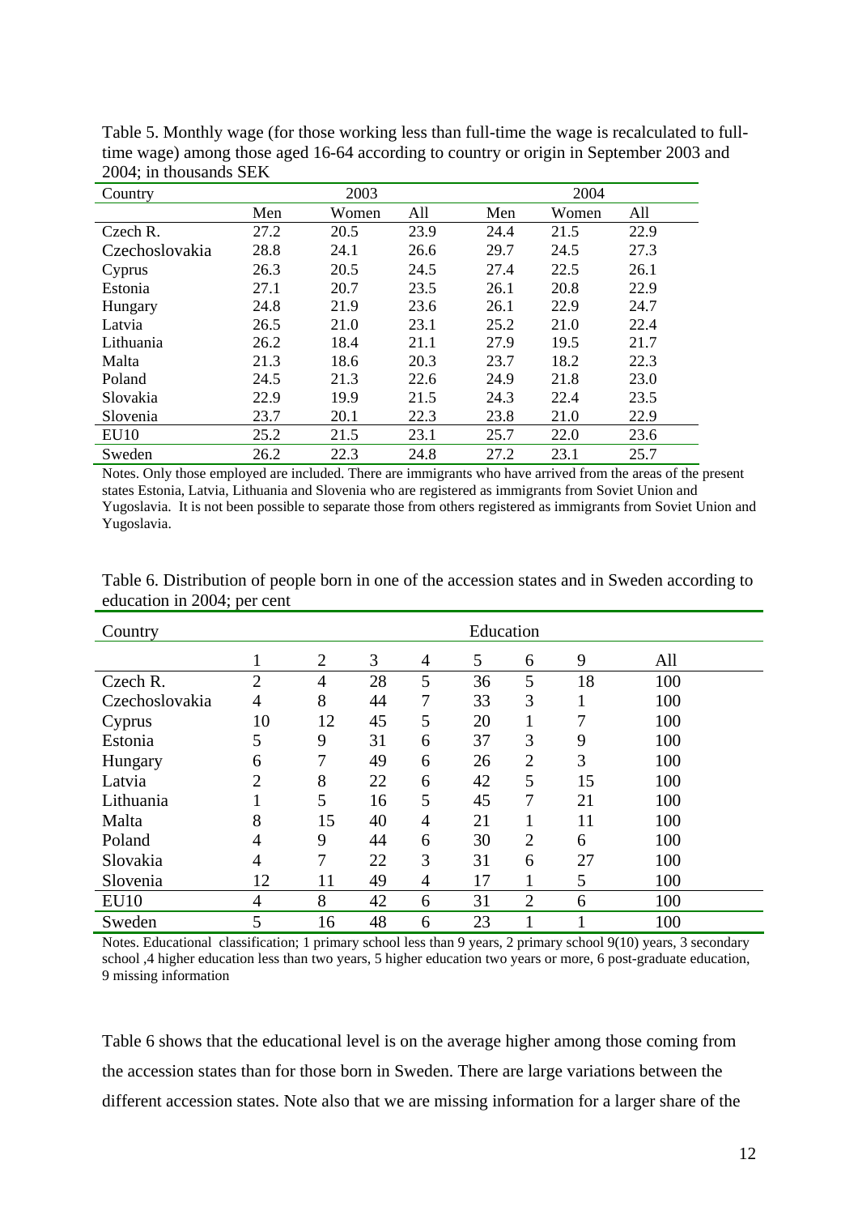Table 5. Monthly wage (for those working less than full-time the wage is recalculated to full-time wage) among those aged 16-64 according to country or origin in September 2003 and 2004; in thousands SEK

| Country | 2003 | | | 2004 | | |
|---|---|---|---|---|---|---|
| | Men | Women | All | Men | Women | All |
| Czech R. | 27.2 | 20.5 | 23.9 | 24.4 | 21.5 | 22.9 |
| Czechoslovakia | 28.8 | 24.1 | 26.6 | 29.7 | 24.5 | 27.3 |
| Cyprus | 26.3 | 20.5 | 24.5 | 27.4 | 22.5 | 26.1 |
| Estonia | 27.1 | 20.7 | 23.5 | 26.1 | 20.8 | 22.9 |
| Hungary | 24.8 | 21.9 | 23.6 | 26.1 | 22.9 | 24.7 |
| Latvia | 26.5 | 21.0 | 23.1 | 25.2 | 21.0 | 22.4 |
| Lithuania | 26.2 | 18.4 | 21.1 | 27.9 | 19.5 | 21.7 |
| Malta | 21.3 | 18.6 | 20.3 | 23.7 | 18.2 | 22.3 |
| Poland | 24.5 | 21.3 | 22.6 | 24.9 | 21.8 | 23.0 |
| Slovakia | 22.9 | 19.9 | 21.5 | 24.3 | 22.4 | 23.5 |
| Slovenia | 23.7 | 20.1 | 22.3 | 23.8 | 21.0 | 22.9 |
| EU10 | 25.2 | 21.5 | 23.1 | 25.7 | 22.0 | 23.6 |
| Sweden | 26.2 | 22.3 | 24.8 | 27.2 | 23.1 | 25.7 |

Notes. Only those employed are included. There are immigrants who have arrived from the areas of the present states Estonia, Latvia, Lithuania and Slovenia who are registered as immigrants from Soviet Union and Yugoslavia. It is not been possible to separate those from others registered as immigrants from Soviet Union and Yugoslavia.

Table 6. Distribution of people born in one of the accession states and in Sweden according to education in 2004; per cent

| Country | Education | | | | | | | |
|---|---|---|---|---|---|---|---|---|
| | 1 | 2 | 3 | 4 | 5 | 6 | 9 | All |
| Czech R. | 2 | 4 | 28 | 5 | 36 | 5 | 18 | 100 |
| Czechoslovakia | 4 | 8 | 44 | 7 | 33 | 3 | 1 | 100 |
| Cyprus | 10 | 12 | 45 | 5 | 20 | 1 | 7 | 100 |
| Estonia | 5 | 9 | 31 | 6 | 37 | 3 | 9 | 100 |
| Hungary | 6 | 7 | 49 | 6 | 26 | 2 | 3 | 100 |
| Latvia | 2 | 8 | 22 | 6 | 42 | 5 | 15 | 100 |
| Lithuania | 1 | 5 | 16 | 5 | 45 | 7 | 21 | 100 |
| Malta | 8 | 15 | 40 | 4 | 21 | 1 | 11 | 100 |
| Poland | 4 | 9 | 44 | 6 | 30 | 2 | 6 | 100 |
| Slovakia | 4 | 7 | 22 | 3 | 31 | 6 | 27 | 100 |
| Slovenia | 12 | 11 | 49 | 4 | 17 | 1 | 5 | 100 |
| EU10 | 4 | 8 | 42 | 6 | 31 | 2 | 6 | 100 |
| Sweden | 5 | 16 | 48 | 6 | 23 | 1 | 1 | 100 |

Notes. Educational classification; 1 primary school less than 9 years, 2 primary school 9(10) years, 3 secondary school ,4 higher education less than two years, 5 higher education two years or more, 6 post-graduate education, 9 missing information

Table 6 shows that the educational level is on the average higher among those coming from the accession states than for those born in Sweden. There are large variations between the different accession states. Note also that we are missing information for a larger share of the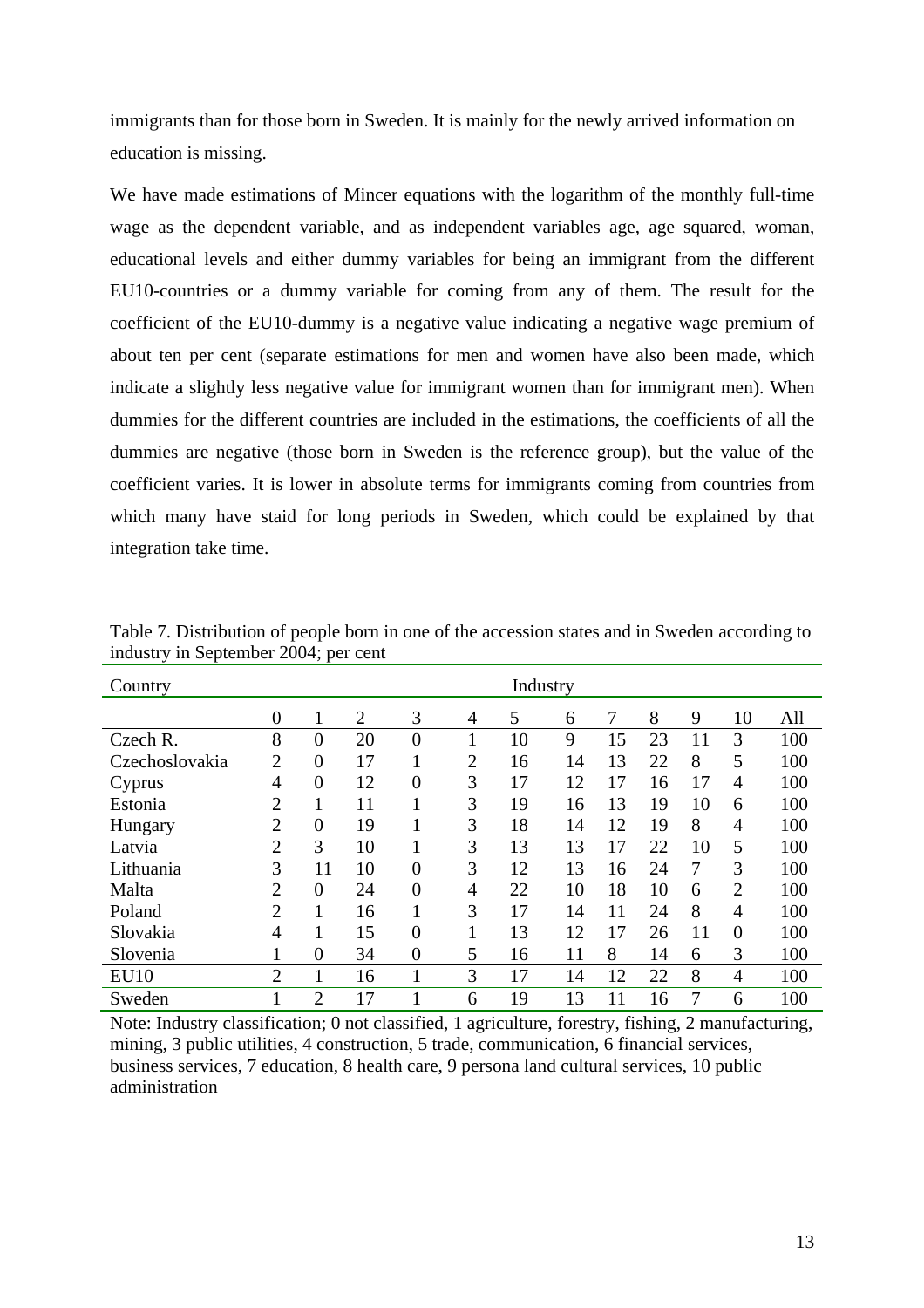immigrants than for those born in Sweden. It is mainly for the newly arrived information on education is missing.

We have made estimations of Mincer equations with the logarithm of the monthly full-time wage as the dependent variable, and as independent variables age, age squared, woman, educational levels and either dummy variables for being an immigrant from the different EU10-countries or a dummy variable for coming from any of them. The result for the coefficient of the EU10-dummy is a negative value indicating a negative wage premium of about ten per cent (separate estimations for men and women have also been made, which indicate a slightly less negative value for immigrant women than for immigrant men). When dummies for the different countries are included in the estimations, the coefficients of all the dummies are negative (those born in Sweden is the reference group), but the value of the coefficient varies. It is lower in absolute terms for immigrants coming from countries from which many have staid for long periods in Sweden, which could be explained by that integration take time.

Table 7. Distribution of people born in one of the accession states and in Sweden according to industry in September 2004; per cent

| Country | Industry | | | | | | | | | | | |
|---|---|---|---|---|---|---|---|---|---|---|---|---|
| | 0 | 1 | 2 | 3 | 4 | 5 | 6 | 7 | 8 | 9 | 10 | All |
| Czech R. | 8 | 0 | 20 | 0 | 1 | 10 | 9 | 15 | 23 | 11 | 3 | 100 |
| Czechoslovakia | 2 | 0 | 17 | 1 | 2 | 16 | 14 | 13 | 22 | 8 | 5 | 100 |
| Cyprus | 4 | 0 | 12 | 0 | 3 | 17 | 12 | 17 | 16 | 17 | 4 | 100 |
| Estonia | 2 | 1 | 11 | 1 | 3 | 19 | 16 | 13 | 19 | 10 | 6 | 100 |
| Hungary | 2 | 0 | 19 | 1 | 3 | 18 | 14 | 12 | 19 | 8 | 4 | 100 |
| Latvia | 2 | 3 | 10 | 1 | 3 | 13 | 13 | 17 | 22 | 10 | 5 | 100 |
| Lithuania | 3 | 11 | 10 | 0 | 3 | 12 | 13 | 16 | 24 | 7 | 3 | 100 |
| Malta | 2 | 0 | 24 | 0 | 4 | 22 | 10 | 18 | 10 | 6 | 2 | 100 |
| Poland | 2 | 1 | 16 | 1 | 3 | 17 | 14 | 11 | 24 | 8 | 4 | 100 |
| Slovakia | 4 | 1 | 15 | 0 | 1 | 13 | 12 | 17 | 26 | 11 | 0 | 100 |
| Slovenia | 1 | 0 | 34 | 0 | 5 | 16 | 11 | 8 | 14 | 6 | 3 | 100 |
| EU10 | 2 | 1 | 16 | 1 | 3 | 17 | 14 | 12 | 22 | 8 | 4 | 100 |
| Sweden | 1 | 2 | 17 | 1 | 6 | 19 | 13 | 11 | 16 | 7 | 6 | 100 |

Note: Industry classification; 0 not classified, 1 agriculture, forestry, fishing, 2 manufacturing, mining, 3 public utilities, 4 construction, 5 trade, communication, 6 financial services, business services, 7 education, 8 health care, 9 persona land cultural services, 10 public administration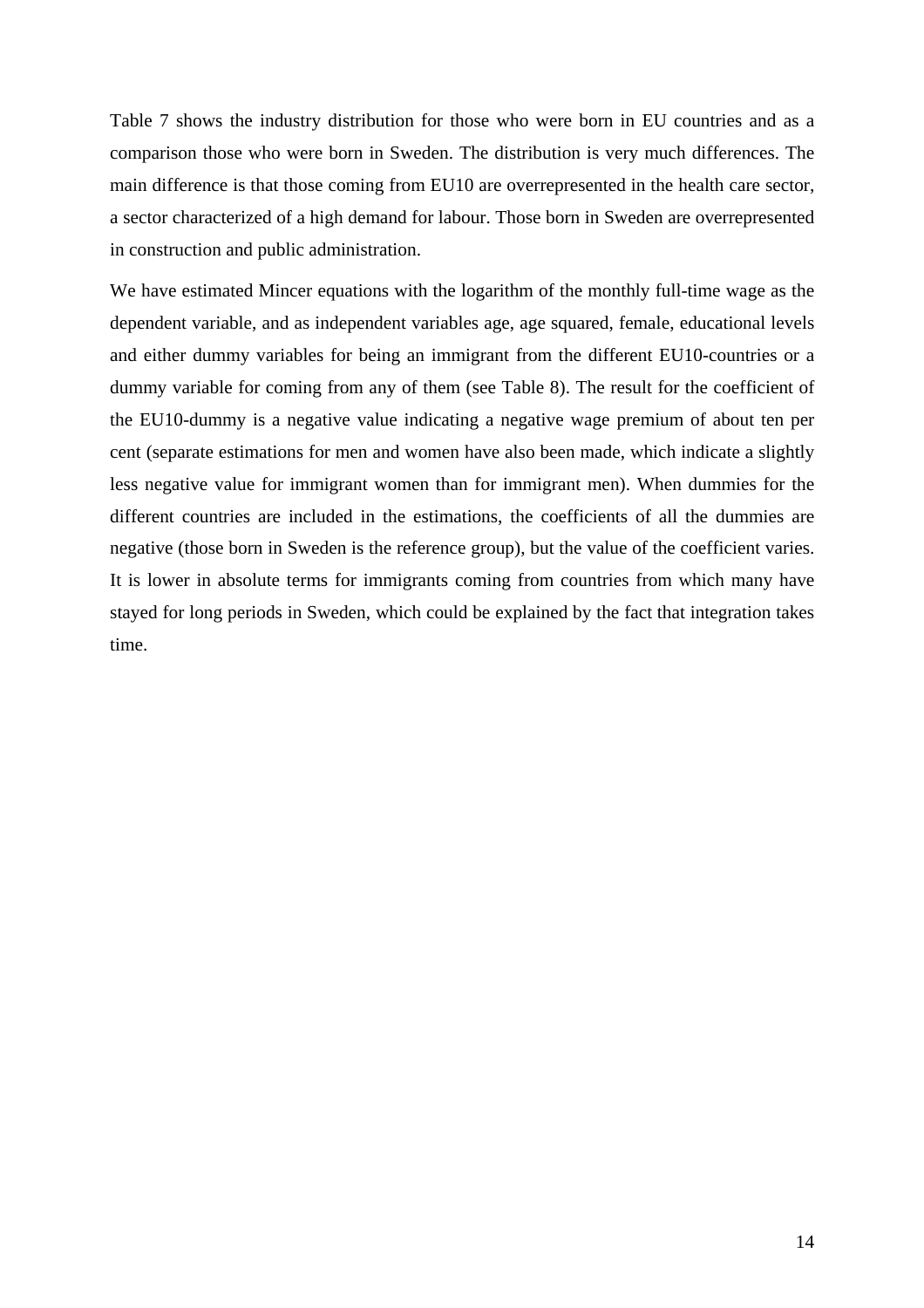Table 7 shows the industry distribution for those who were born in EU countries and as a comparison those who were born in Sweden. The distribution is very much differences. The main difference is that those coming from EU10 are overrepresented in the health care sector, a sector characterized of a high demand for labour. Those born in Sweden are overrepresented in construction and public administration.

We have estimated Mincer equations with the logarithm of the monthly full-time wage as the dependent variable, and as independent variables age, age squared, female, educational levels and either dummy variables for being an immigrant from the different EU10-countries or a dummy variable for coming from any of them (see Table 8). The result for the coefficient of the EU10-dummy is a negative value indicating a negative wage premium of about ten per cent (separate estimations for men and women have also been made, which indicate a slightly less negative value for immigrant women than for immigrant men). When dummies for the different countries are included in the estimations, the coefficients of all the dummies are negative (those born in Sweden is the reference group), but the value of the coefficient varies. It is lower in absolute terms for immigrants coming from countries from which many have stayed for long periods in Sweden, which could be explained by the fact that integration takes time.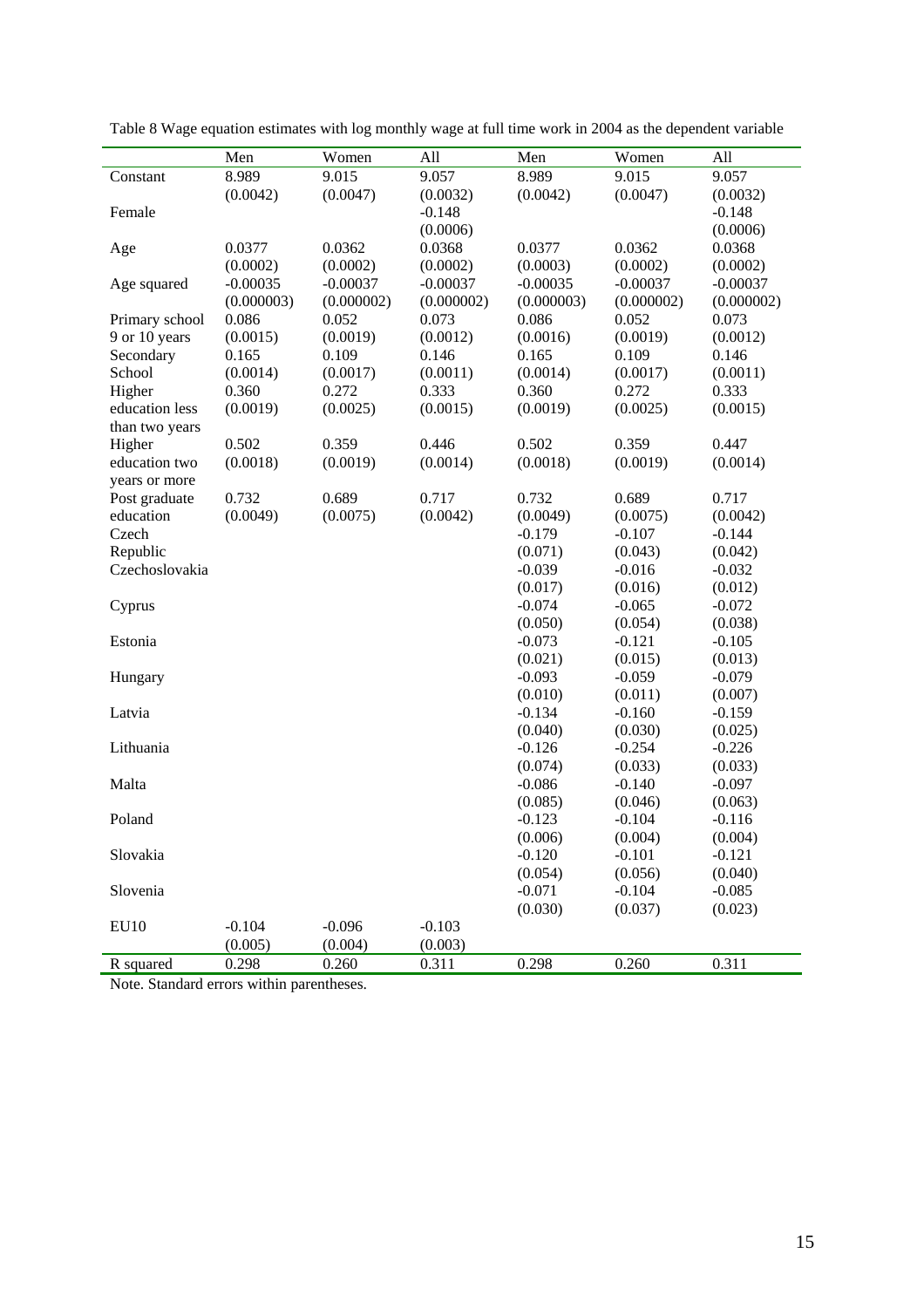Table 8 Wage equation estimates with log monthly wage at full time work in 2004 as the dependent variable

| | Men | Women | All | Men | Women | All |
|---|---|---|---|---|---|---|
| Constant | 8.989 | 9.015 | 9.057 | 8.989 | 9.015 | 9.057 |
| | (0.0042) | (0.0047) | (0.0032) | (0.0042) | (0.0047) | (0.0032) |
| Female | | | -0.148 | | | -0.148 |
| | | | (0.0006) | | | (0.0006) |
| Age | 0.0377 | 0.0362 | 0.0368 | 0.0377 | 0.0362 | 0.0368 |
| | (0.0002) | (0.0002) | (0.0002) | (0.0003) | (0.0002) | (0.0002) |
| Age squared | -0.00035 | -0.00037 | -0.00037 | -0.00035 | -0.00037 | -0.00037 |
| | (0.000003) | (0.000002) | (0.000002) | (0.000003) | (0.000002) | (0.000002) |
| Primary school 9 or 10 years | 0.086 | 0.052 | 0.073 | 0.086 | 0.052 | 0.073 |
| | (0.0015) | (0.0019) | (0.0012) | (0.0016) | (0.0019) | (0.0012) |
| Secondary School | 0.165 | 0.109 | 0.146 | 0.165 | 0.109 | 0.146 |
| | (0.0014) | (0.0017) | (0.0011) | (0.0014) | (0.0017) | (0.0011) |
| Higher education less than two years | 0.360 | 0.272 | 0.333 | 0.360 | 0.272 | 0.333 |
| | (0.0019) | (0.0025) | (0.0015) | (0.0019) | (0.0025) | (0.0015) |
| Higher education two years or more | 0.502 | 0.359 | 0.446 | 0.502 | 0.359 | 0.447 |
| | (0.0018) | (0.0019) | (0.0014) | (0.0018) | (0.0019) | (0.0014) |
| Post graduate education | 0.732 | 0.689 | 0.717 | 0.732 | 0.689 | 0.717 |
| | (0.0049) | (0.0075) | (0.0042) | (0.0049) | (0.0075) | (0.0042) |
| Czech Republic | | | | -0.179 | -0.107 | -0.144 |
| | | | | (0.071) | (0.043) | (0.042) |
| Czechoslovakia | | | | -0.039 | -0.016 | -0.032 |
| | | | | (0.017) | (0.016) | (0.012) |
| Cyprus | | | | -0.074 | -0.065 | -0.072 |
| | | | | (0.050) | (0.054) | (0.038) |
| Estonia | | | | -0.073 | -0.121 | -0.105 |
| | | | | (0.021) | (0.015) | (0.013) |
| Hungary | | | | -0.093 | -0.059 | -0.079 |
| | | | | (0.010) | (0.011) | (0.007) |
| Latvia | | | | -0.134 | -0.160 | -0.159 |
| | | | | (0.040) | (0.030) | (0.025) |
| Lithuania | | | | -0.126 | -0.254 | -0.226 |
| | | | | (0.074) | (0.033) | (0.033) |
| Malta | | | | -0.086 | -0.140 | -0.097 |
| | | | | (0.085) | (0.046) | (0.063) |
| Poland | | | | -0.123 | -0.104 | -0.116 |
| | | | | (0.006) | (0.004) | (0.004) |
| Slovakia | | | | -0.120 | -0.101 | -0.121 |
| | | | | (0.054) | (0.056) | (0.040) |
| Slovenia | | | | -0.071 | -0.104 | -0.085 |
| | | | | (0.030) | (0.037) | (0.023) |
| EU10 | -0.104 | -0.096 | -0.103 | | | |
| | (0.005) | (0.004) | (0.003) | | | |
| R squared | 0.298 | 0.260 | 0.311 | 0.298 | 0.260 | 0.311 |

Note. Standard errors within parentheses.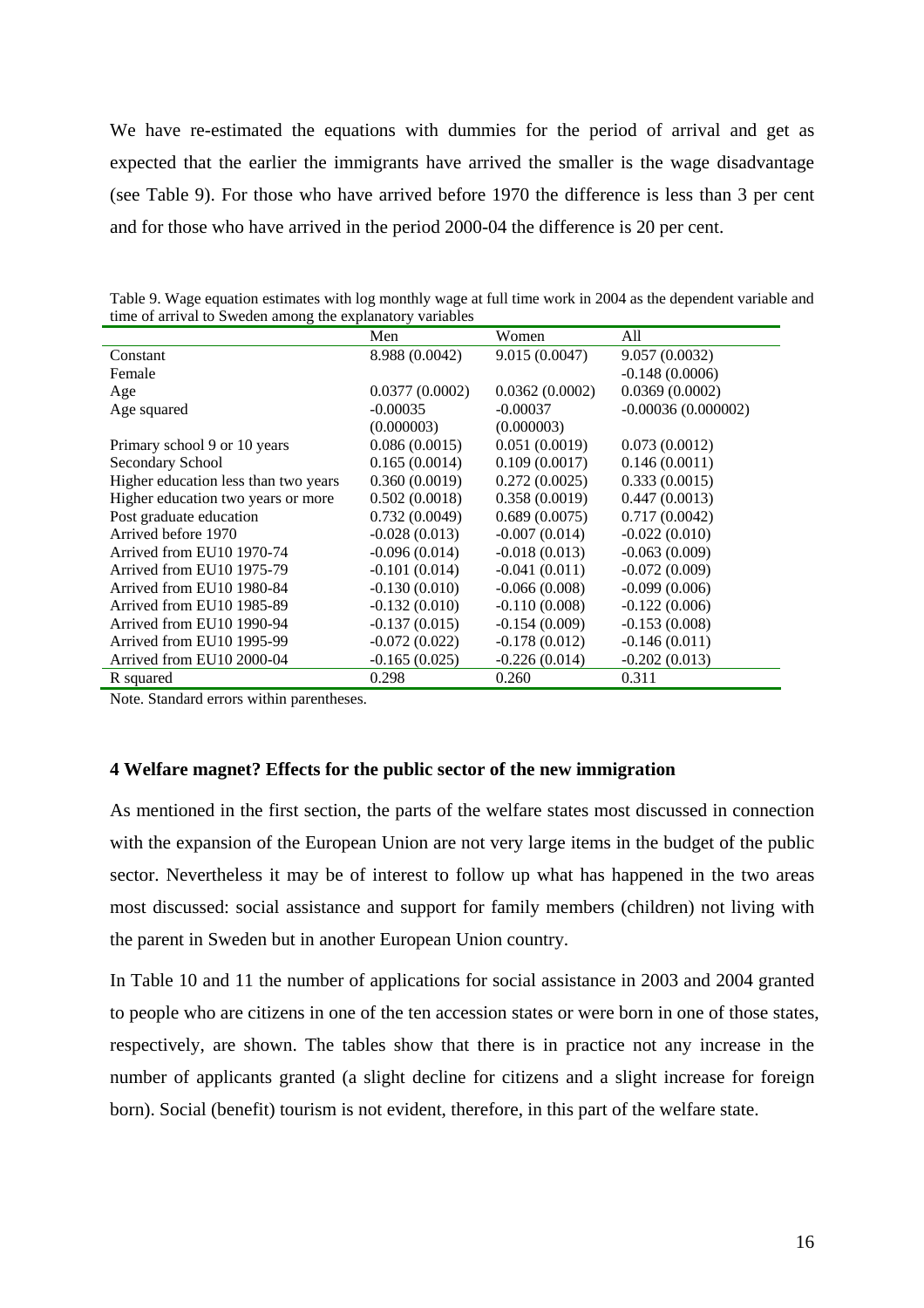We have re-estimated the equations with dummies for the period of arrival and get as expected that the earlier the immigrants have arrived the smaller is the wage disadvantage (see Table 9). For those who have arrived before 1970 the difference is less than 3 per cent and for those who have arrived in the period 2000-04 the difference is 20 per cent.

Table 9. Wage equation estimates with log monthly wage at full time work in 2004 as the dependent variable and time of arrival to Sweden among the explanatory variables

| | Men | Women | All |
|---|---|---|---|
| Constant | 8.988 (0.0042) | 9.015 (0.0047) | 9.057 (0.0032) |
| Female | | | -0.148 (0.0006) |
| Age | 0.0377 (0.0002) | 0.0362 (0.0002) | 0.0369 (0.0002) |
| Age squared | -0.00035 (0.000003) | -0.00037 (0.000003) | -0.00036 (0.000002) |
| Primary school 9 or 10 years | 0.086 (0.0015) | 0.051 (0.0019) | 0.073 (0.0012) |
| Secondary School | 0.165 (0.0014) | 0.109 (0.0017) | 0.146 (0.0011) |
| Higher education less than two years | 0.360 (0.0019) | 0.272 (0.0025) | 0.333 (0.0015) |
| Higher education two years or more | 0.502 (0.0018) | 0.358 (0.0019) | 0.447 (0.0013) |
| Post graduate education | 0.732 (0.0049) | 0.689 (0.0075) | 0.717 (0.0042) |
| Arrived before 1970 | -0.028 (0.013) | -0.007 (0.014) | -0.022 (0.010) |
| Arrived from EU10 1970-74 | -0.096 (0.014) | -0.018 (0.013) | -0.063 (0.009) |
| Arrived from EU10 1975-79 | -0.101 (0.014) | -0.041 (0.011) | -0.072 (0.009) |
| Arrived from EU10 1980-84 | -0.130 (0.010) | -0.066 (0.008) | -0.099 (0.006) |
| Arrived from EU10 1985-89 | -0.132 (0.010) | -0.110 (0.008) | -0.122 (0.006) |
| Arrived from EU10 1990-94 | -0.137 (0.015) | -0.154 (0.009) | -0.153 (0.008) |
| Arrived from EU10 1995-99 | -0.072 (0.022) | -0.178 (0.012) | -0.146 (0.011) |
| Arrived from EU10 2000-04 | -0.165 (0.025) | -0.226 (0.014) | -0.202 (0.013) |
| R squared | 0.298 | 0.260 | 0.311 |

Note. Standard errors within parentheses.

## 4 Welfare magnet? Effects for the public sector of the new immigration

As mentioned in the first section, the parts of the welfare states most discussed in connection with the expansion of the European Union are not very large items in the budget of the public sector. Nevertheless it may be of interest to follow up what has happened in the two areas most discussed: social assistance and support for family members (children) not living with the parent in Sweden but in another European Union country.

In Table 10 and 11 the number of applications for social assistance in 2003 and 2004 granted to people who are citizens in one of the ten accession states or were born in one of those states, respectively, are shown. The tables show that there is in practice not any increase in the number of applicants granted (a slight decline for citizens and a slight increase for foreign born). Social (benefit) tourism is not evident, therefore, in this part of the welfare state.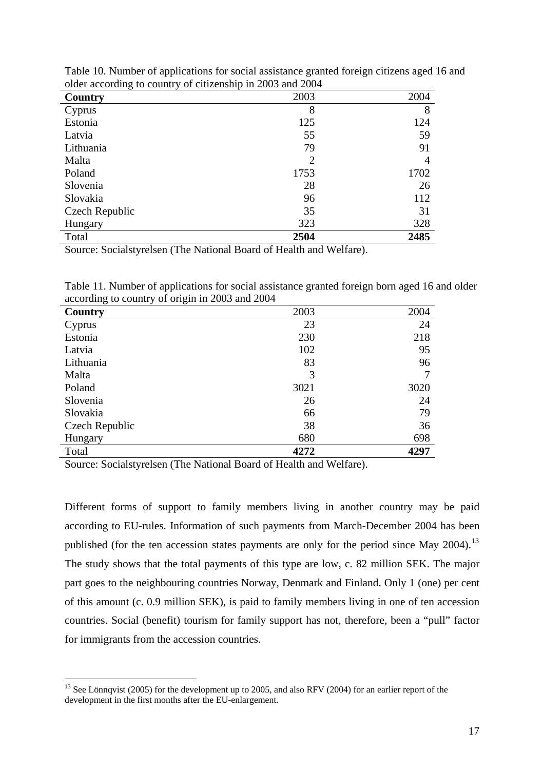Table 10. Number of applications for social assistance granted foreign citizens aged 16 and older according to country of citizenship in 2003 and 2004

| **Country** | 2003 | 2004 |
|---|---|---|
| Cyprus | 8 | 8 |
| Estonia | 125 | 124 |
| Latvia | 55 | 59 |
| Lithuania | 79 | 91 |
| Malta | 2 | 4 |
| Poland | 1753 | 1702 |
| Slovenia | 28 | 26 |
| Slovakia | 96 | 112 |
| Czech Republic | 35 | 31 |
| Hungary | 323 | 328 |
| Total | **2504** | **2485** |

Source: Socialstyrelsen (The National Board of Health and Welfare).

Table 11. Number of applications for social assistance granted foreign born aged 16 and older according to country of origin in 2003 and 2004

| **Country** | 2003 | 2004 |
|---|---|---|
| Cyprus | 23 | 24 |
| Estonia | 230 | 218 |
| Latvia | 102 | 95 |
| Lithuania | 83 | 96 |
| Malta | 3 | 7 |
| Poland | 3021 | 3020 |
| Slovenia | 26 | 24 |
| Slovakia | 66 | 79 |
| Czech Republic | 38 | 36 |
| Hungary | 680 | 698 |
| Total | **4272** | **4297** |

Source: Socialstyrelsen (The National Board of Health and Welfare).

Different forms of support to family members living in another country may be paid according to EU-rules. Information of such payments from March-December 2004 has been published (for the ten accession states payments are only for the period since May 2004).[13] The study shows that the total payments of this type are low, c. 82 million SEK. The major part goes to the neighbouring countries Norway, Denmark and Finland. Only 1 (one) per cent of this amount (c. 0.9 million SEK), is paid to family members living in one of ten accession countries. Social (benefit) tourism for family support has not, therefore, been a "pull" factor for immigrants from the accession countries.

[13] See Lönnqvist (2005) for the development up to 2005, and also RFV (2004) for an earlier report of the development in the first months after the EU-enlargement.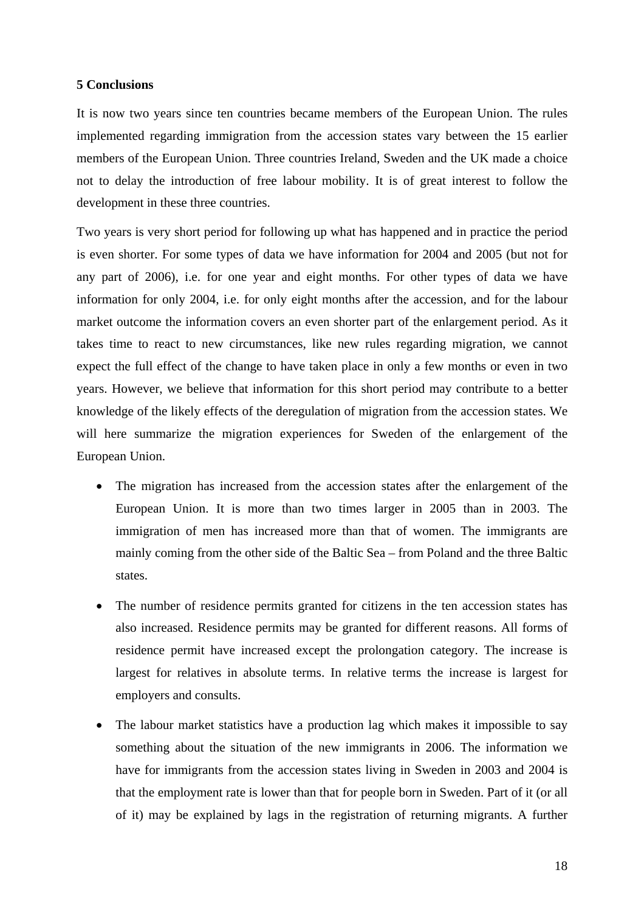## 5 Conclusions

It is now two years since ten countries became members of the European Union. The rules implemented regarding immigration from the accession states vary between the 15 earlier members of the European Union. Three countries Ireland, Sweden and the UK made a choice not to delay the introduction of free labour mobility. It is of great interest to follow the development in these three countries.

Two years is very short period for following up what has happened and in practice the period is even shorter. For some types of data we have information for 2004 and 2005 (but not for any part of 2006), i.e. for one year and eight months. For other types of data we have information for only 2004, i.e. for only eight months after the accession, and for the labour market outcome the information covers an even shorter part of the enlargement period. As it takes time to react to new circumstances, like new rules regarding migration, we cannot expect the full effect of the change to have taken place in only a few months or even in two years. However, we believe that information for this short period may contribute to a better knowledge of the likely effects of the deregulation of migration from the accession states. We will here summarize the migration experiences for Sweden of the enlargement of the European Union.

- The migration has increased from the accession states after the enlargement of the European Union. It is more than two times larger in 2005 than in 2003. The immigration of men has increased more than that of women. The immigrants are mainly coming from the other side of the Baltic Sea – from Poland and the three Baltic states.
- The number of residence permits granted for citizens in the ten accession states has also increased. Residence permits may be granted for different reasons. All forms of residence permit have increased except the prolongation category. The increase is largest for relatives in absolute terms. In relative terms the increase is largest for employers and consults.
- The labour market statistics have a production lag which makes it impossible to say something about the situation of the new immigrants in 2006. The information we have for immigrants from the accession states living in Sweden in 2003 and 2004 is that the employment rate is lower than that for people born in Sweden. Part of it (or all of it) may be explained by lags in the registration of returning migrants. A further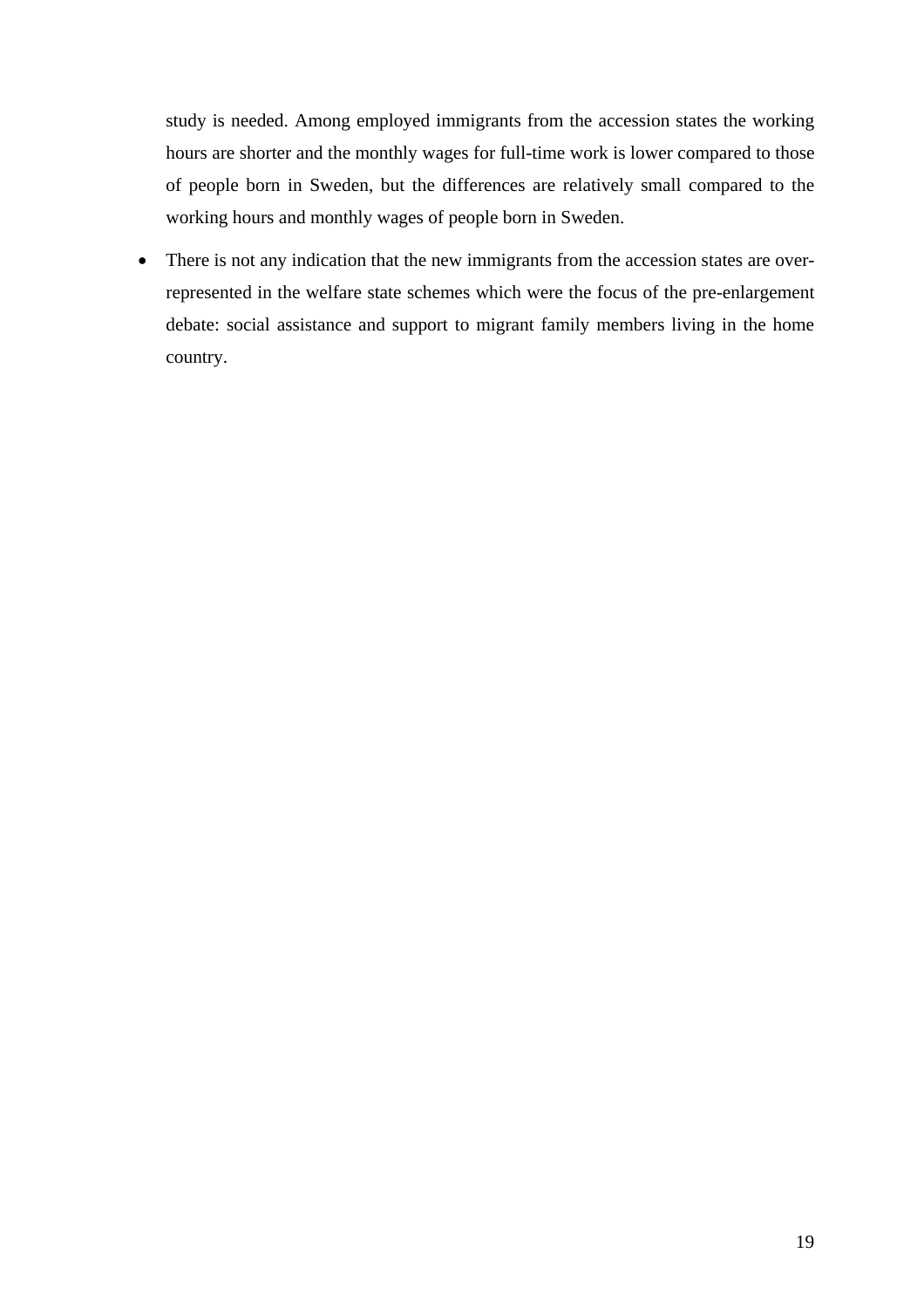study is needed. Among employed immigrants from the accession states the working hours are shorter and the monthly wages for full-time work is lower compared to those of people born in Sweden, but the differences are relatively small compared to the working hours and monthly wages of people born in Sweden.

- There is not any indication that the new immigrants from the accession states are over-represented in the welfare state schemes which were the focus of the pre-enlargement debate: social assistance and support to migrant family members living in the home country.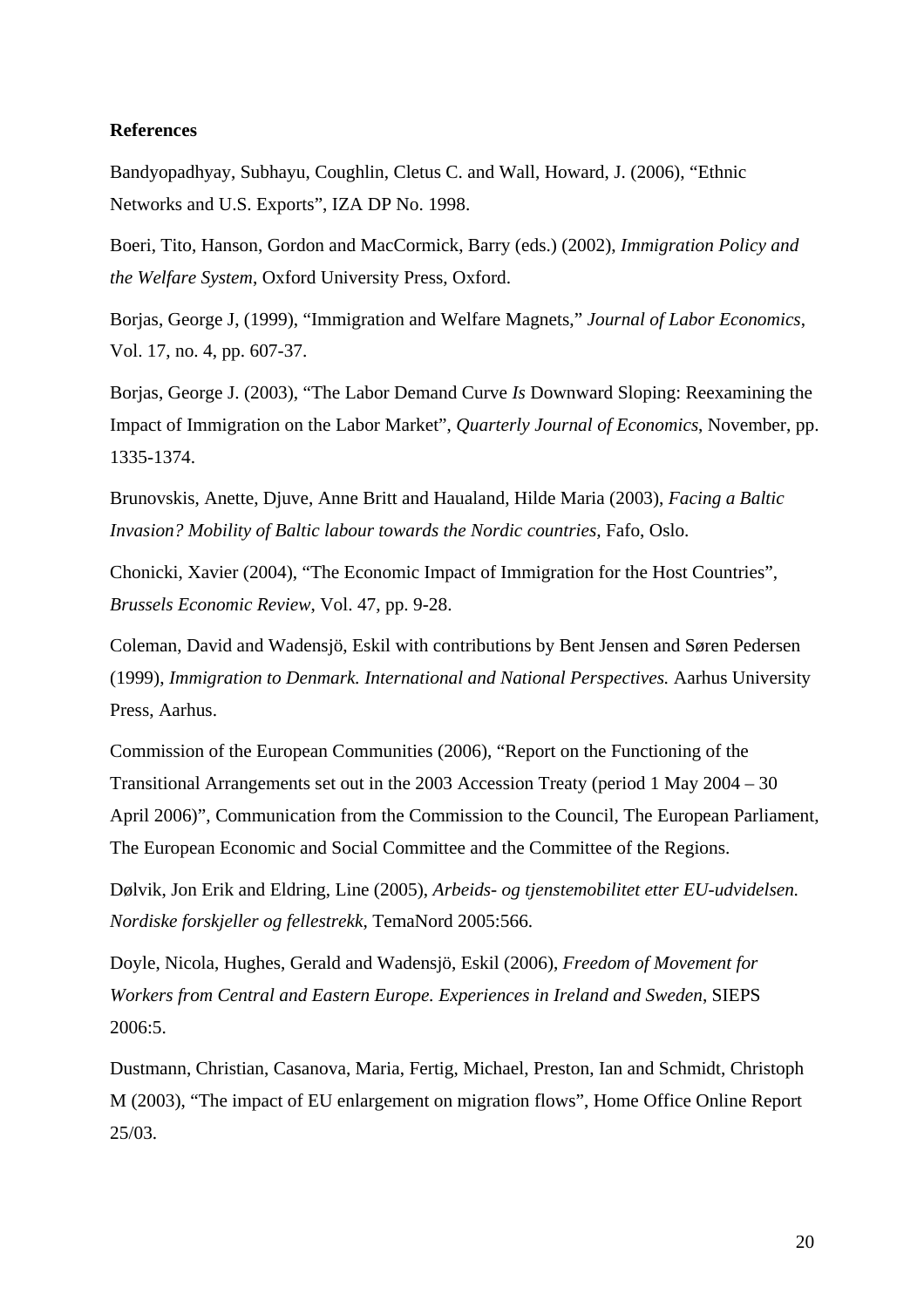**References**

Bandyopadhyay, Subhayu, Coughlin, Cletus C. and Wall, Howard, J. (2006), "Ethnic Networks and U.S. Exports", IZA DP No. 1998.

Boeri, Tito, Hanson, Gordon and MacCormick, Barry (eds.) (2002), *Immigration Policy and the Welfare System*, Oxford University Press, Oxford.

Borjas, George J, (1999), "Immigration and Welfare Magnets," *Journal of Labor Economics*, Vol. 17, no. 4, pp. 607-37.

Borjas, George J. (2003), "The Labor Demand Curve *Is* Downward Sloping: Reexamining the Impact of Immigration on the Labor Market", *Quarterly Journal of Economics*, November, pp. 1335-1374.

Brunovskis, Anette, Djuve, Anne Britt and Haualand, Hilde Maria (2003), *Facing a Baltic Invasion? Mobility of Baltic labour towards the Nordic countries*, Fafo, Oslo.

Chonicki, Xavier (2004), "The Economic Impact of Immigration for the Host Countries", *Brussels Economic Review*, Vol. 47, pp. 9-28.

Coleman, David and Wadensjö, Eskil with contributions by Bent Jensen and Søren Pedersen (1999), *Immigration to Denmark. International and National Perspectives.* Aarhus University Press, Aarhus.

Commission of the European Communities (2006), "Report on the Functioning of the Transitional Arrangements set out in the 2003 Accession Treaty (period 1 May 2004 – 30 April 2006)", Communication from the Commission to the Council, The European Parliament, The European Economic and Social Committee and the Committee of the Regions.

Dølvik, Jon Erik and Eldring, Line (2005), *Arbeids- og tjenstemobilitet etter EU-udvidelsen. Nordiske forskjeller og fellestrekk*, TemaNord 2005:566.

Doyle, Nicola, Hughes, Gerald and Wadensjö, Eskil (2006), *Freedom of Movement for Workers from Central and Eastern Europe. Experiences in Ireland and Sweden*, SIEPS 2006:5.

Dustmann, Christian, Casanova, Maria, Fertig, Michael, Preston, Ian and Schmidt, Christoph M (2003), "The impact of EU enlargement on migration flows", Home Office Online Report 25/03.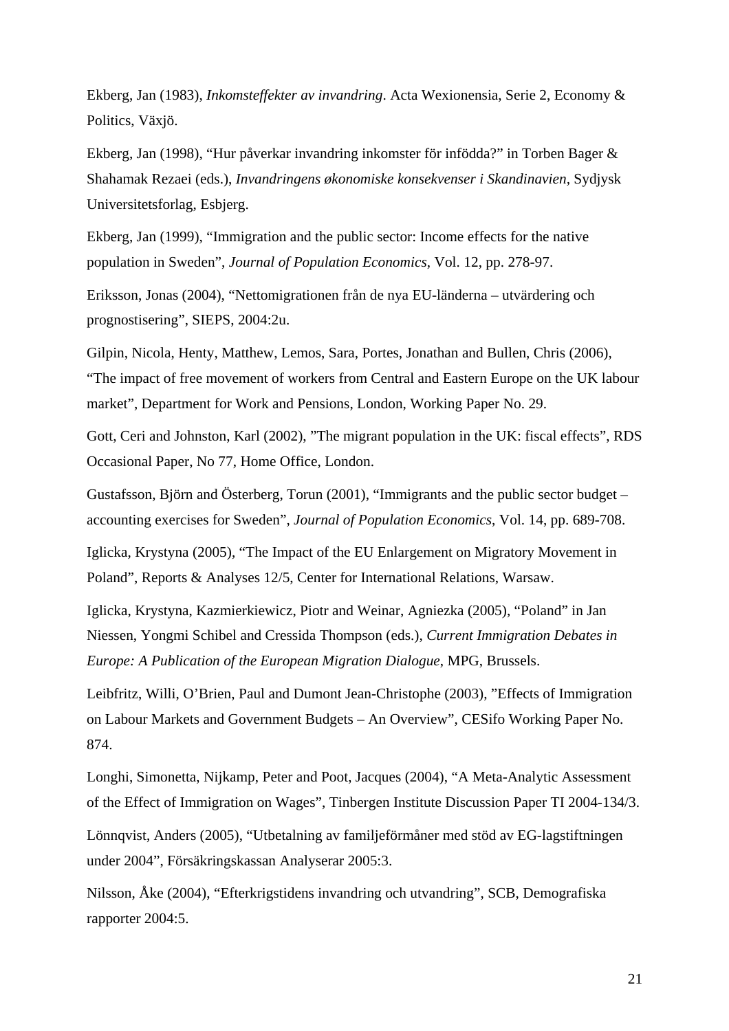Ekberg, Jan (1983), *Inkomsteffekter av invandring*. Acta Wexionensia, Serie 2, Economy & Politics, Växjö.

Ekberg, Jan (1998), "Hur påverkar invandring inkomster för infödda?" in Torben Bager & Shahamak Rezaei (eds.), *Invandringens økonomiske konsekvenser i Skandinavien*, Sydjysk Universitetsforlag, Esbjerg.

Ekberg, Jan (1999), "Immigration and the public sector: Income effects for the native population in Sweden", *Journal of Population Economics*, Vol. 12, pp. 278-97.

Eriksson, Jonas (2004), "Nettomigrationen från de nya EU-länderna – utvärdering och prognostisering", SIEPS, 2004:2u.

Gilpin, Nicola, Henty, Matthew, Lemos, Sara, Portes, Jonathan and Bullen, Chris (2006), "The impact of free movement of workers from Central and Eastern Europe on the UK labour market", Department for Work and Pensions, London, Working Paper No. 29.

Gott, Ceri and Johnston, Karl (2002), "The migrant population in the UK: fiscal effects", RDS Occasional Paper, No 77, Home Office, London.

Gustafsson, Björn and Österberg, Torun (2001), "Immigrants and the public sector budget – accounting exercises for Sweden", *Journal of Population Economics*, Vol. 14, pp. 689-708.

Iglicka, Krystyna (2005), "The Impact of the EU Enlargement on Migratory Movement in Poland", Reports & Analyses 12/5, Center for International Relations, Warsaw.

Iglicka, Krystyna, Kazmierkiewicz, Piotr and Weinar, Agniezka (2005), "Poland" in Jan Niessen, Yongmi Schibel and Cressida Thompson (eds.), *Current Immigration Debates in Europe: A Publication of the European Migration Dialogue*, MPG, Brussels.

Leibfritz, Willi, O'Brien, Paul and Dumont Jean-Christophe (2003), "Effects of Immigration on Labour Markets and Government Budgets – An Overview", CESifo Working Paper No. 874.

Longhi, Simonetta, Nijkamp, Peter and Poot, Jacques (2004), "A Meta-Analytic Assessment of the Effect of Immigration on Wages", Tinbergen Institute Discussion Paper TI 2004-134/3.

Lönnqvist, Anders (2005), "Utbetalning av familjeförmåner med stöd av EG-lagstiftningen under 2004", Försäkringskassan Analyserar 2005:3.

Nilsson, Åke (2004), "Efterkrigstidens invandring och utvandring", SCB, Demografiska rapporter 2004:5.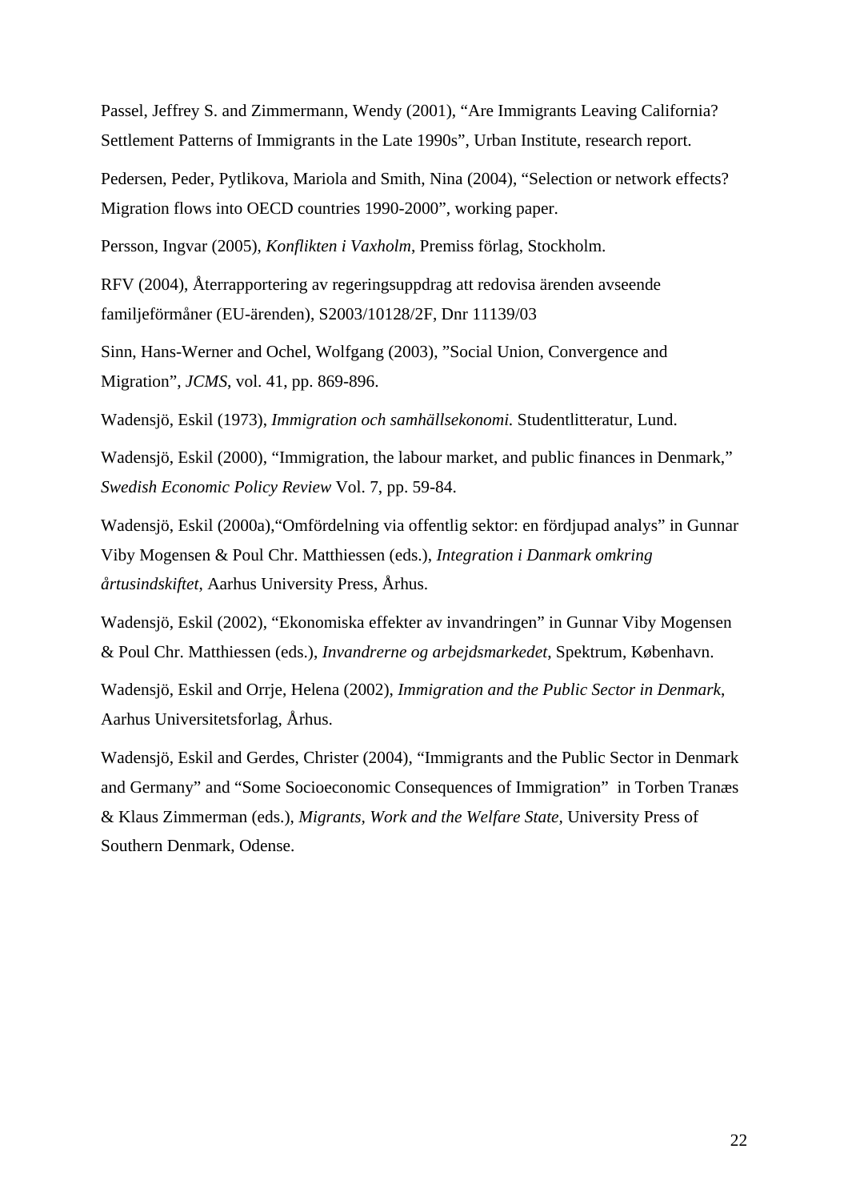Passel, Jeffrey S. and Zimmermann, Wendy (2001), "Are Immigrants Leaving California? Settlement Patterns of Immigrants in the Late 1990s", Urban Institute, research report.

Pedersen, Peder, Pytlikova, Mariola and Smith, Nina (2004), "Selection or network effects? Migration flows into OECD countries 1990-2000", working paper.

Persson, Ingvar (2005), *Konflikten i Vaxholm*, Premiss förlag, Stockholm.

RFV (2004), Återrapportering av regeringsuppdrag att redovisa ärenden avseende familjeförmåner (EU-ärenden), S2003/10128/2F, Dnr 11139/03

Sinn, Hans-Werner and Ochel, Wolfgang (2003), "Social Union, Convergence and Migration", *JCMS*, vol. 41, pp. 869-896.

Wadensjö, Eskil (1973), *Immigration och samhällsekonomi.* Studentlitteratur, Lund.

Wadensjö, Eskil (2000), "Immigration, the labour market, and public finances in Denmark," *Swedish Economic Policy Review* Vol. 7, pp. 59-84.

Wadensjö, Eskil (2000a),"Omfördelning via offentlig sektor: en fördjupad analys" in Gunnar Viby Mogensen & Poul Chr. Matthiessen (eds.), *Integration i Danmark omkring årtusindskiftet*, Aarhus University Press, Århus.

Wadensjö, Eskil (2002), "Ekonomiska effekter av invandringen" in Gunnar Viby Mogensen & Poul Chr. Matthiessen (eds.), *Invandrerne og arbejdsmarkedet*, Spektrum, København.

Wadensjö, Eskil and Orrje, Helena (2002), *Immigration and the Public Sector in Denmark*, Aarhus Universitetsforlag, Århus.

Wadensjö, Eskil and Gerdes, Christer (2004), "Immigrants and the Public Sector in Denmark and Germany" and "Some Socioeconomic Consequences of Immigration" in Torben Tranæs & Klaus Zimmerman (eds.), *Migrants, Work and the Welfare State*, University Press of Southern Denmark, Odense.